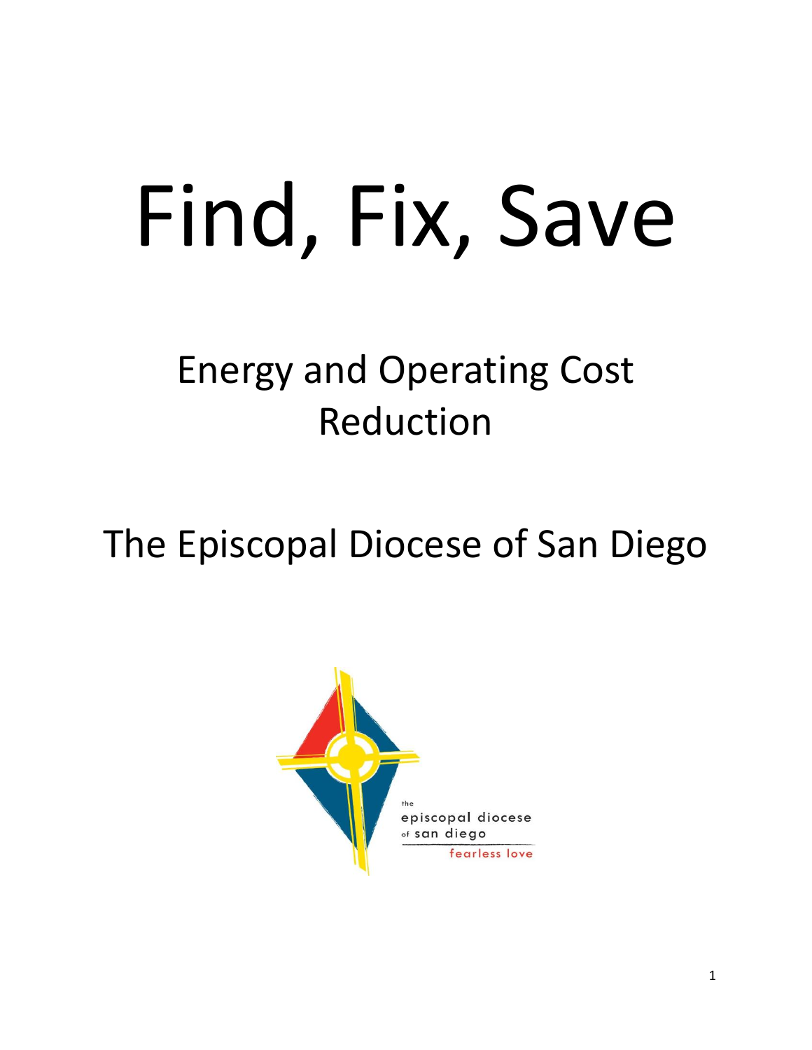# Find, Fix, Save

## Energy and Operating Cost Reduction

## The Episcopal Diocese of San Diego

the episcopal diocese of san diego

fearless love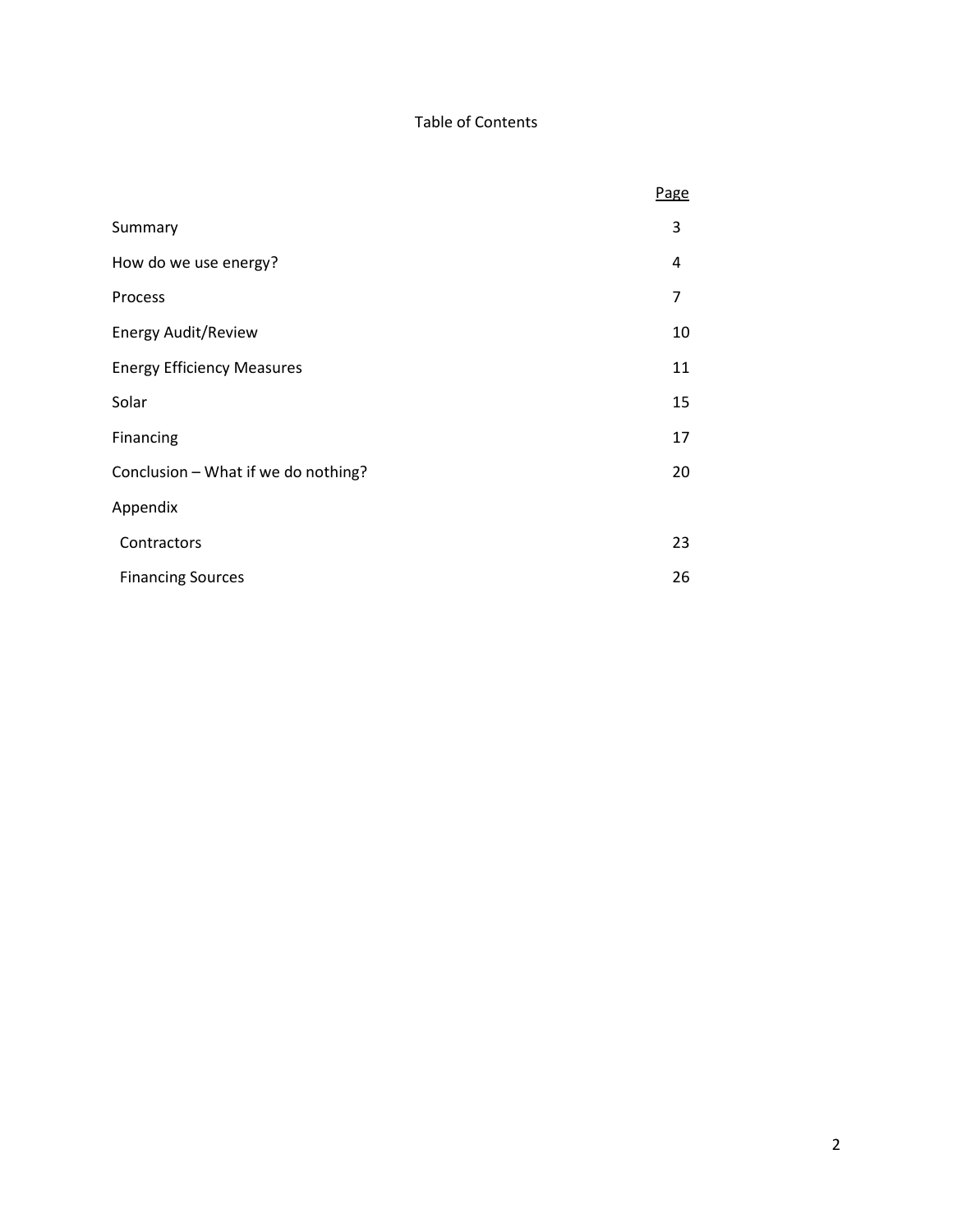# Table of Contents

| | Page |
|---|---|
| Summary | 3 |
| How do we use energy? | 4 |
| Process | 7 |
| Energy Audit/Review | 10 |
| Energy Efficiency Measures | 11 |
| Solar | 15 |
| Financing | 17 |
| Conclusion – What if we do nothing? | 20 |
| Appendix | |
| Contractors | 23 |
| Financing Sources | 26 |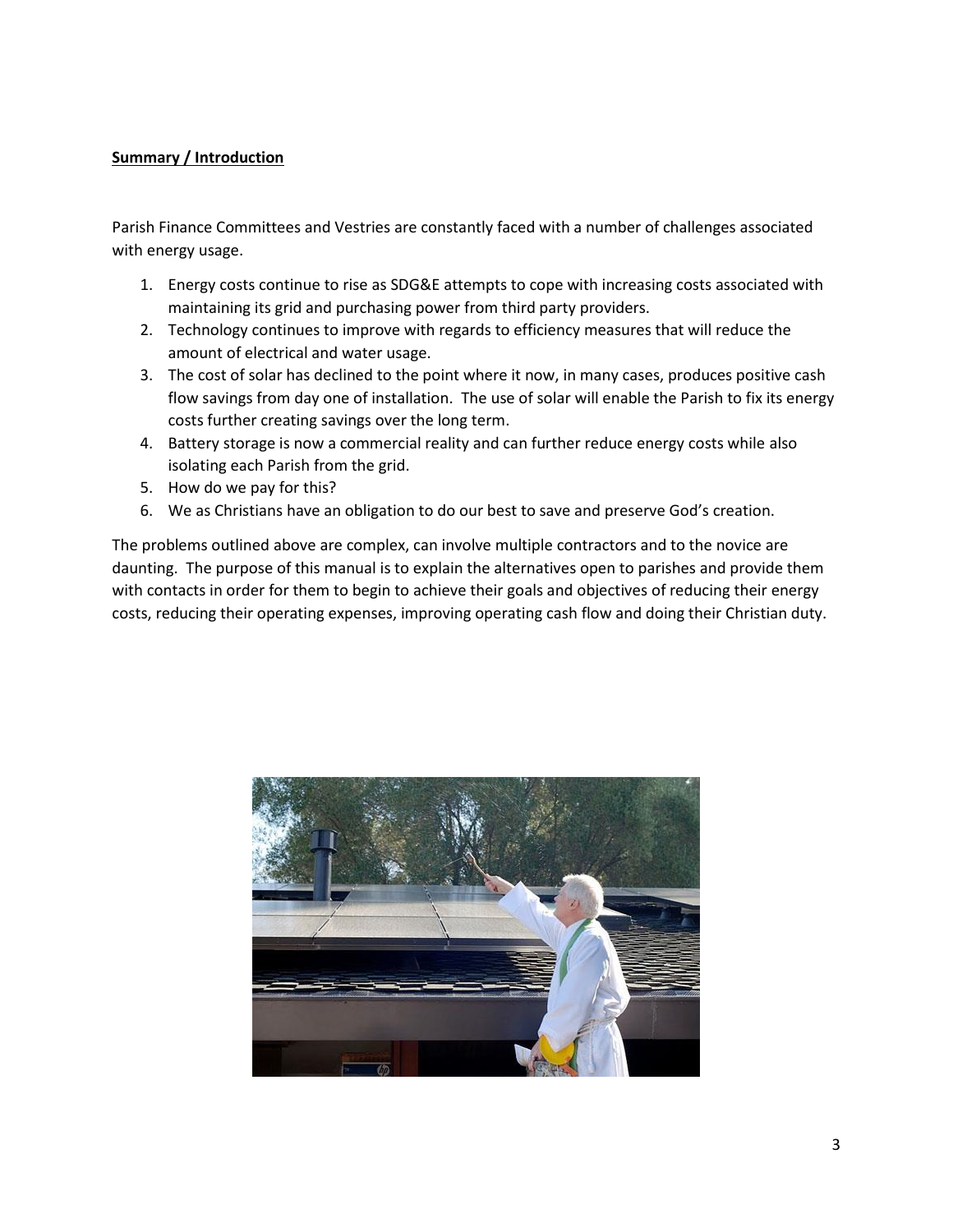**Summary / Introduction**

Parish Finance Committees and Vestries are constantly faced with a number of challenges associated with energy usage.

1. Energy costs continue to rise as SDG&E attempts to cope with increasing costs associated with maintaining its grid and purchasing power from third party providers.
2. Technology continues to improve with regards to efficiency measures that will reduce the amount of electrical and water usage.
3. The cost of solar has declined to the point where it now, in many cases, produces positive cash flow savings from day one of installation. The use of solar will enable the Parish to fix its energy costs further creating savings over the long term.
4. Battery storage is now a commercial reality and can further reduce energy costs while also isolating each Parish from the grid.
5. How do we pay for this?
6. We as Christians have an obligation to do our best to save and preserve God's creation.

The problems outlined above are complex, can involve multiple contractors and to the novice are daunting. The purpose of this manual is to explain the alternatives open to parishes and provide them with contacts in order for them to begin to achieve their goals and objectives of reducing their energy costs, reducing their operating expenses, improving operating cash flow and doing their Christian duty.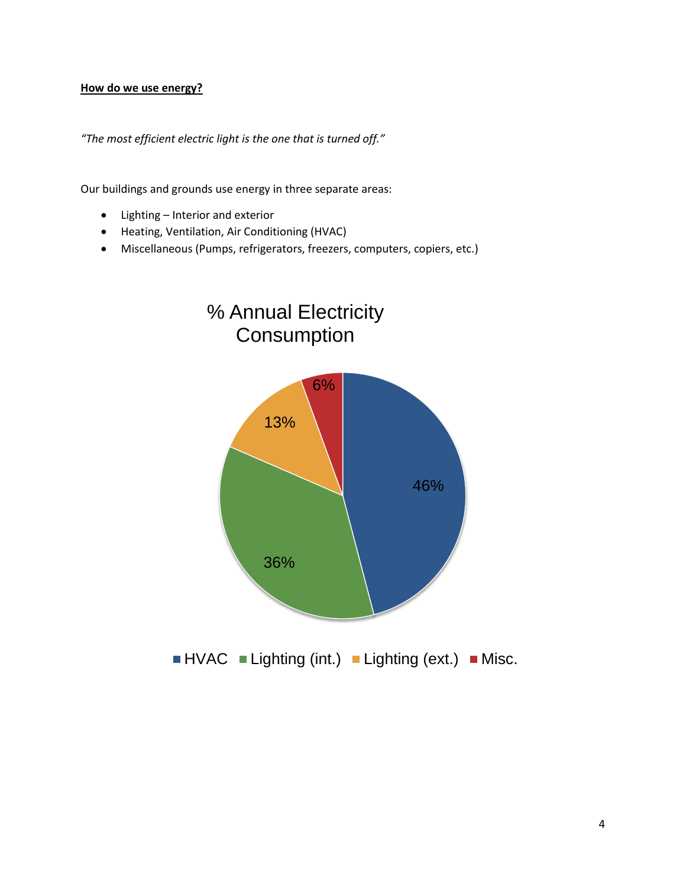**How do we use energy?**

*"The most efficient electric light is the one that is turned off."*

Our buildings and grounds use energy in three separate areas:

- Lighting – Interior and exterior
- Heating, Ventilation, Air Conditioning (HVAC)
- Miscellaneous (Pumps, refrigerators, freezers, computers, copiers, etc.)

% Annual Electricity Consumption

| Category | % |
| --- | --- |
| HVAC | 46% |
| Lighting (int.) | 36% |
| Lighting (ext.) | 13% |
| Misc. | 6% |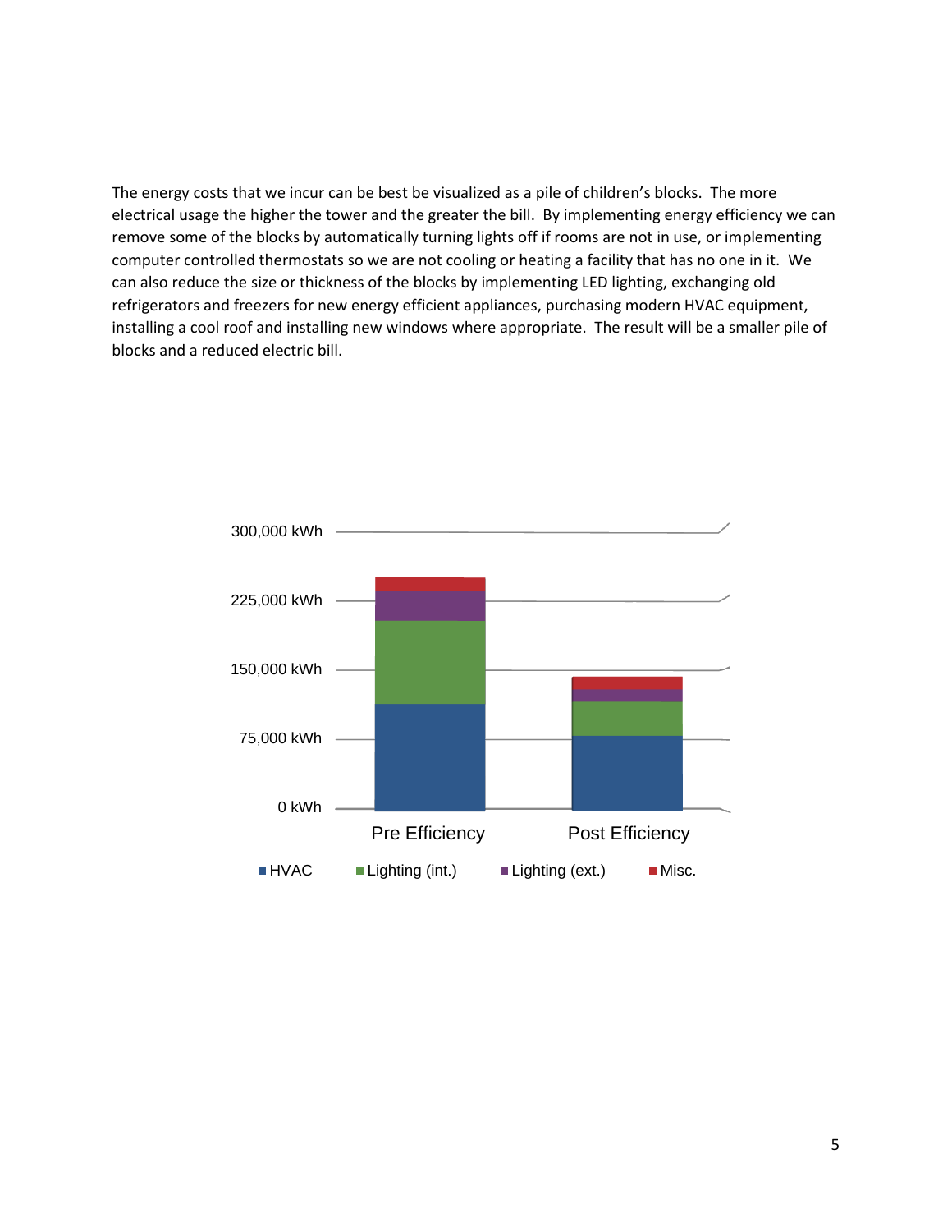The energy costs that we incur can be best be visualized as a pile of children's blocks. The more electrical usage the higher the tower and the greater the bill. By implementing energy efficiency we can remove some of the blocks by automatically turning lights off if rooms are not in use, or implementing computer controlled thermostats so we are not cooling or heating a facility that has no one in it. We can also reduce the size or thickness of the blocks by implementing LED lighting, exchanging old refrigerators and freezers for new energy efficient appliances, purchasing modern HVAC equipment, installing a cool roof and installing new windows where appropriate. The result will be a smaller pile of blocks and a reduced electric bill.

300,000 kWh
225,000 kWh
150,000 kWh
75,000 kWh
0 kWh

Pre Efficiency | Post Efficiency

HVAC | Lighting (int.) | Lighting (ext.) | Misc.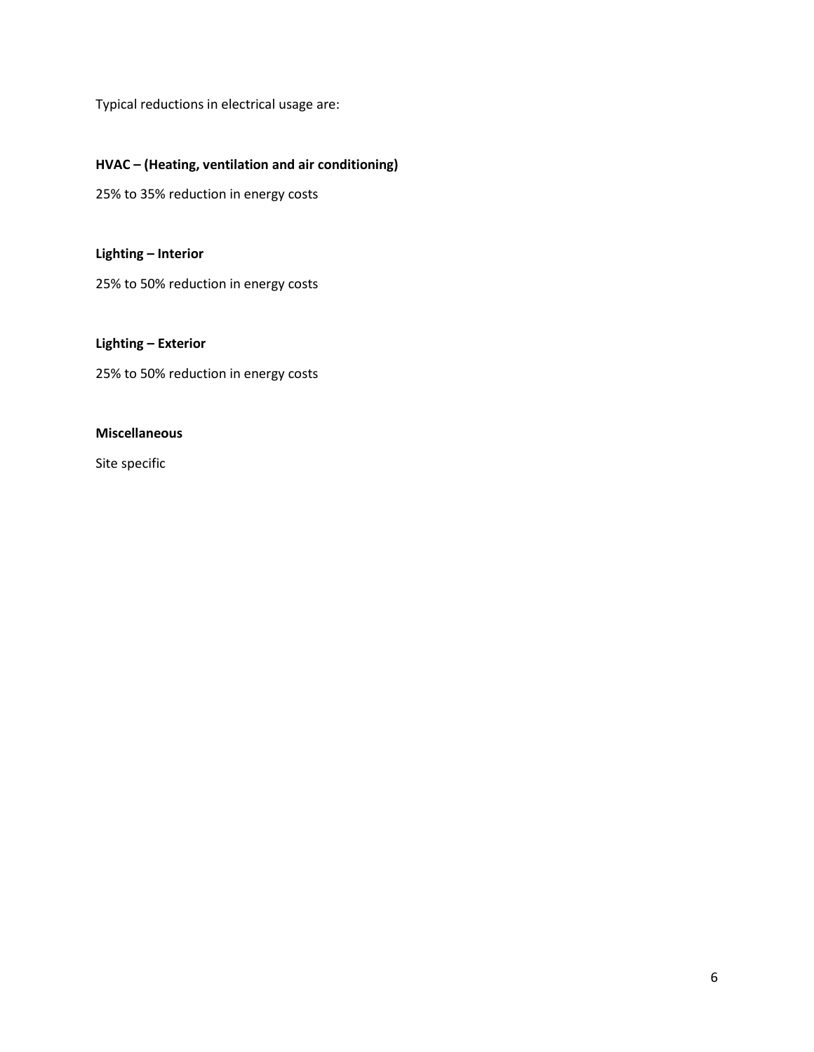Typical reductions in electrical usage are:

**HVAC – (Heating, ventilation and air conditioning)**

25% to 35% reduction in energy costs

**Lighting – Interior**

25% to 50% reduction in energy costs

**Lighting – Exterior**

25% to 50% reduction in energy costs

**Miscellaneous**

Site specific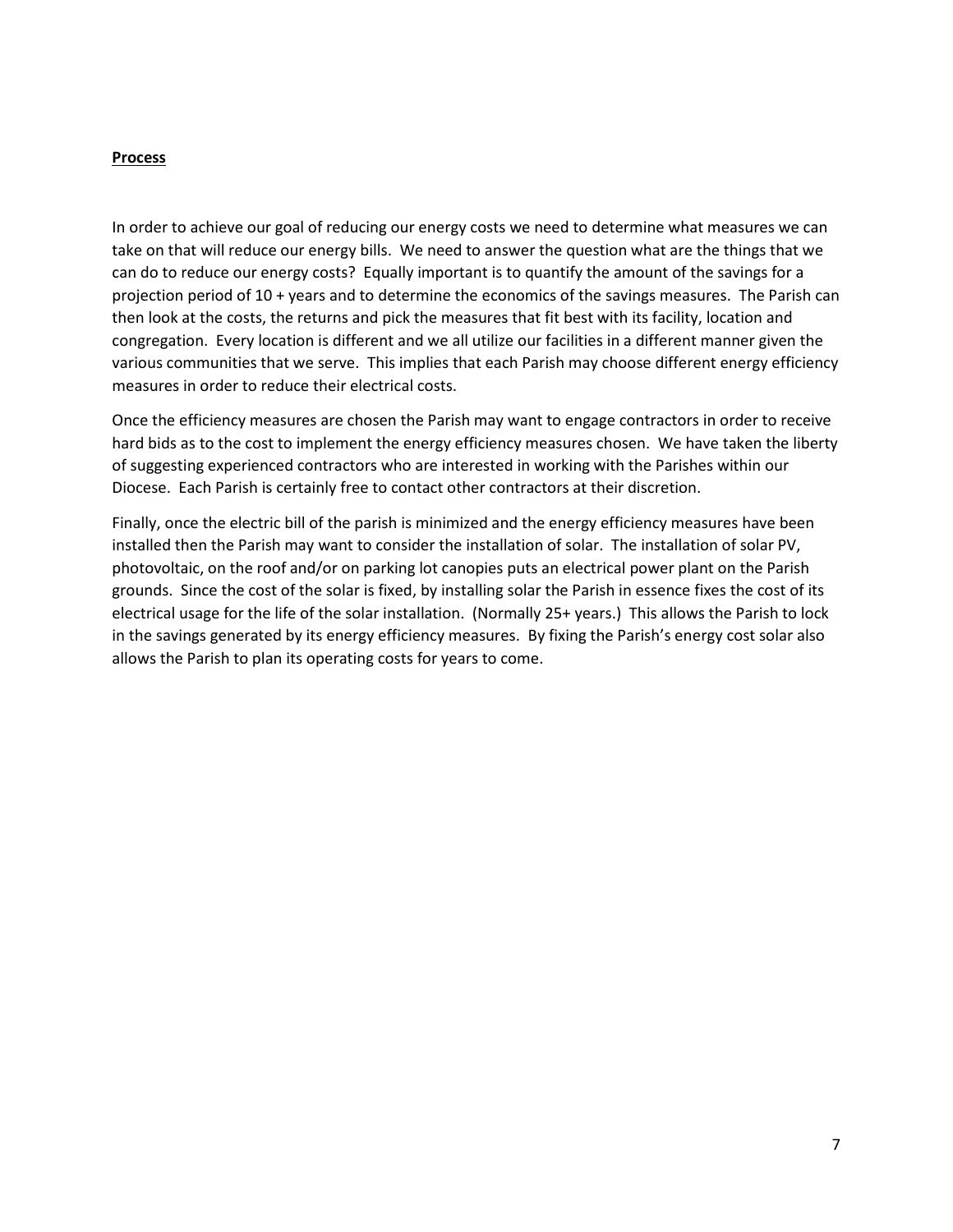**<u>Process</u>**

In order to achieve our goal of reducing our energy costs we need to determine what measures we can take on that will reduce our energy bills. We need to answer the question what are the things that we can do to reduce our energy costs? Equally important is to quantify the amount of the savings for a projection period of 10 + years and to determine the economics of the savings measures. The Parish can then look at the costs, the returns and pick the measures that fit best with its facility, location and congregation. Every location is different and we all utilize our facilities in a different manner given the various communities that we serve. This implies that each Parish may choose different energy efficiency measures in order to reduce their electrical costs.

Once the efficiency measures are chosen the Parish may want to engage contractors in order to receive hard bids as to the cost to implement the energy efficiency measures chosen. We have taken the liberty of suggesting experienced contractors who are interested in working with the Parishes within our Diocese. Each Parish is certainly free to contact other contractors at their discretion.

Finally, once the electric bill of the parish is minimized and the energy efficiency measures have been installed then the Parish may want to consider the installation of solar. The installation of solar PV, photovoltaic, on the roof and/or on parking lot canopies puts an electrical power plant on the Parish grounds. Since the cost of the solar is fixed, by installing solar the Parish in essence fixes the cost of its electrical usage for the life of the solar installation. (Normally 25+ years.) This allows the Parish to lock in the savings generated by its energy efficiency measures. By fixing the Parish's energy cost solar also allows the Parish to plan its operating costs for years to come.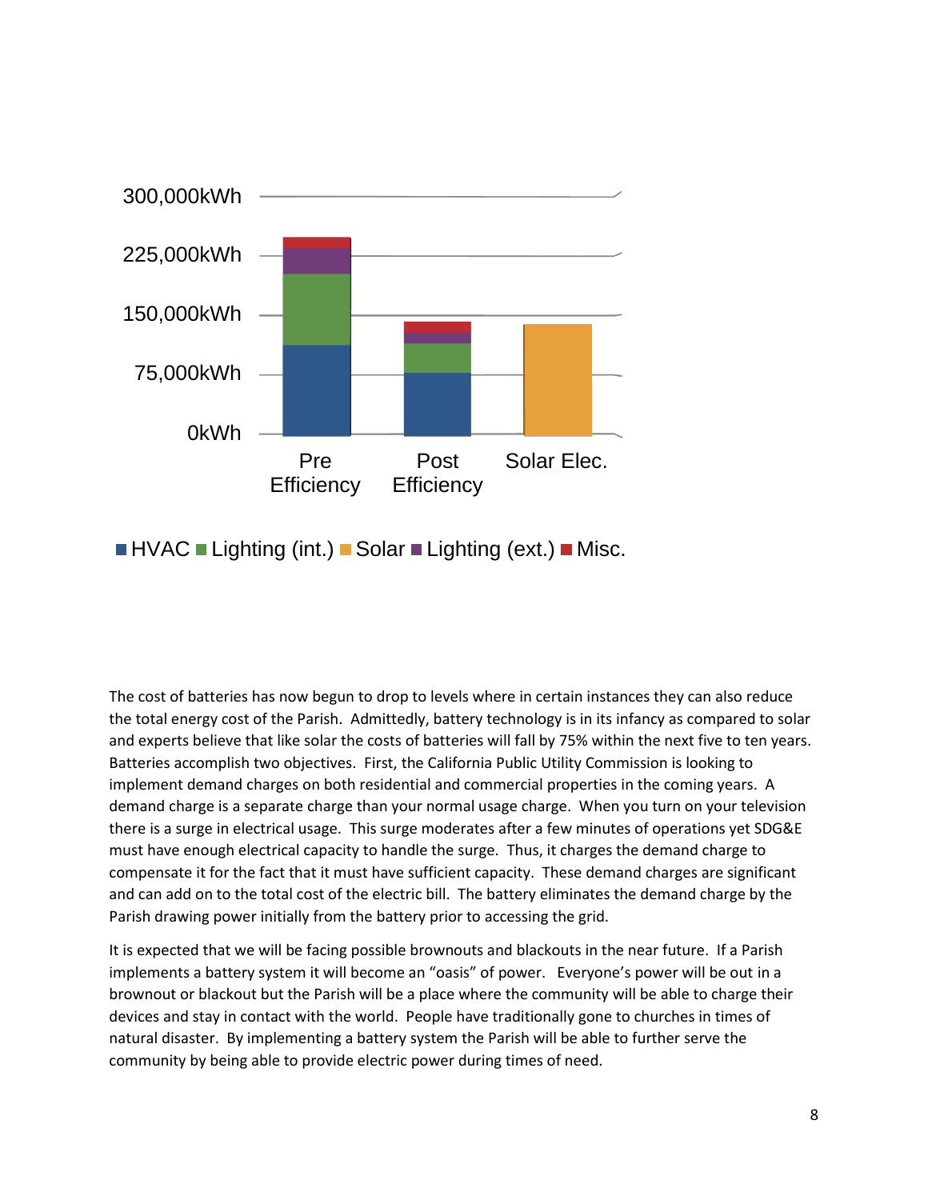The cost of batteries has now begun to drop to levels where in certain instances they can also reduce the total energy cost of the Parish. Admittedly, battery technology is in its infancy as compared to solar and experts believe that like solar the costs of batteries will fall by 75% within the next five to ten years. Batteries accomplish two objectives. First, the California Public Utility Commission is looking to implement demand charges on both residential and commercial properties in the coming years. A demand charge is a separate charge than your normal usage charge. When you turn on your television there is a surge in electrical usage. This surge moderates after a few minutes of operations yet SDG&E must have enough electrical capacity to handle the surge. Thus, it charges the demand charge to compensate it for the fact that it must have sufficient capacity. These demand charges are significant and can add on to the total cost of the electric bill. The battery eliminates the demand charge by the Parish drawing power initially from the battery prior to accessing the grid.

It is expected that we will be facing possible brownouts and blackouts in the near future. If a Parish implements a battery system it will become an “oasis” of power. Everyone’s power will be out in a brownout or blackout but the Parish will be a place where the community will be able to charge their devices and stay in contact with the world. People have traditionally gone to churches in times of natural disaster. By implementing a battery system the Parish will be able to further serve the community by being able to provide electric power during times of need.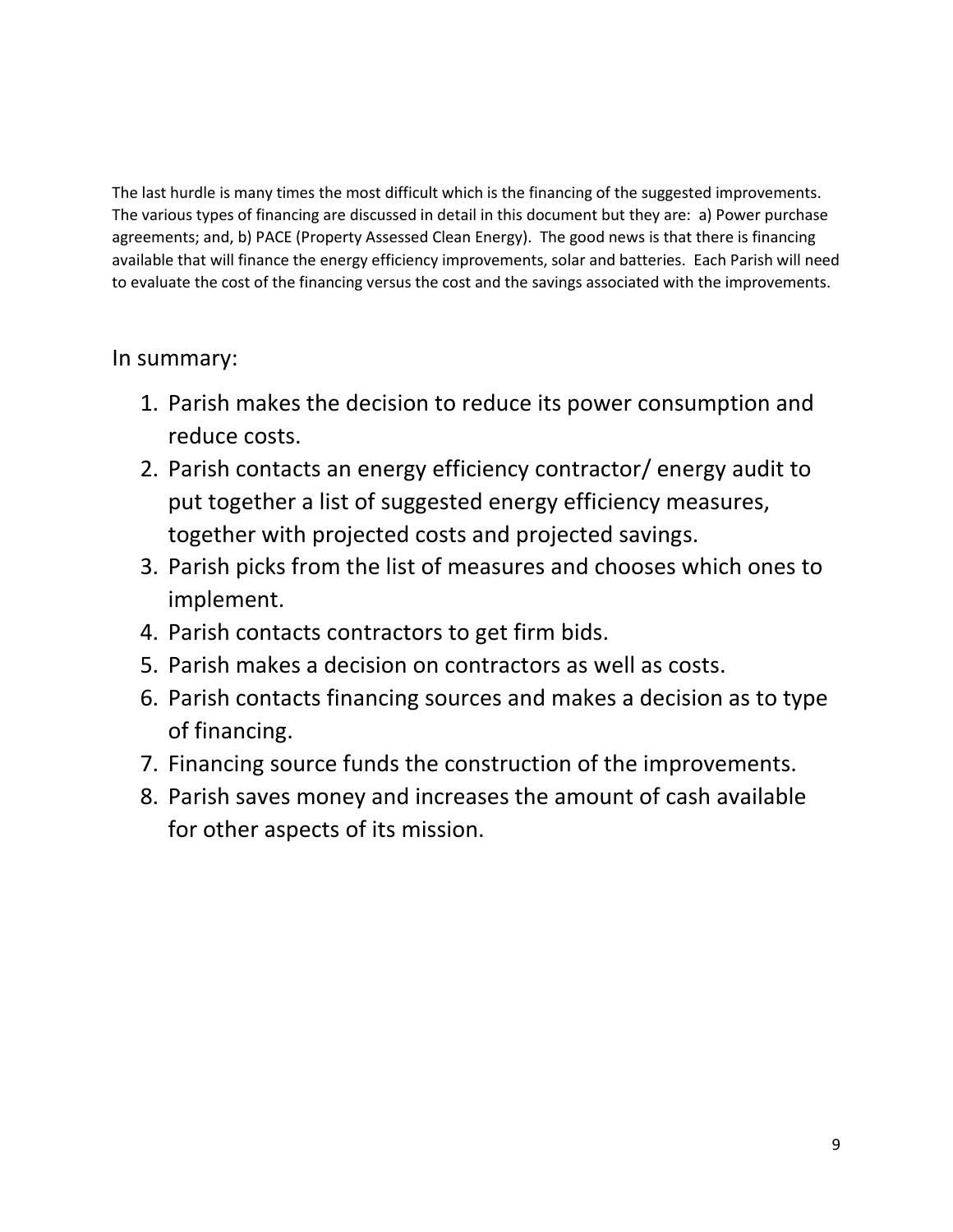The last hurdle is many times the most difficult which is the financing of the suggested improvements. The various types of financing are discussed in detail in this document but they are: a) Power purchase agreements; and, b) PACE (Property Assessed Clean Energy). The good news is that there is financing available that will finance the energy efficiency improvements, solar and batteries. Each Parish will need to evaluate the cost of the financing versus the cost and the savings associated with the improvements.

In summary:

1. Parish makes the decision to reduce its power consumption and reduce costs.
2. Parish contacts an energy efficiency contractor/ energy audit to put together a list of suggested energy efficiency measures, together with projected costs and projected savings.
3. Parish picks from the list of measures and chooses which ones to implement.
4. Parish contacts contractors to get firm bids.
5. Parish makes a decision on contractors as well as costs.
6. Parish contacts financing sources and makes a decision as to type of financing.
7. Financing source funds the construction of the improvements.
8. Parish saves money and increases the amount of cash available for other aspects of its mission.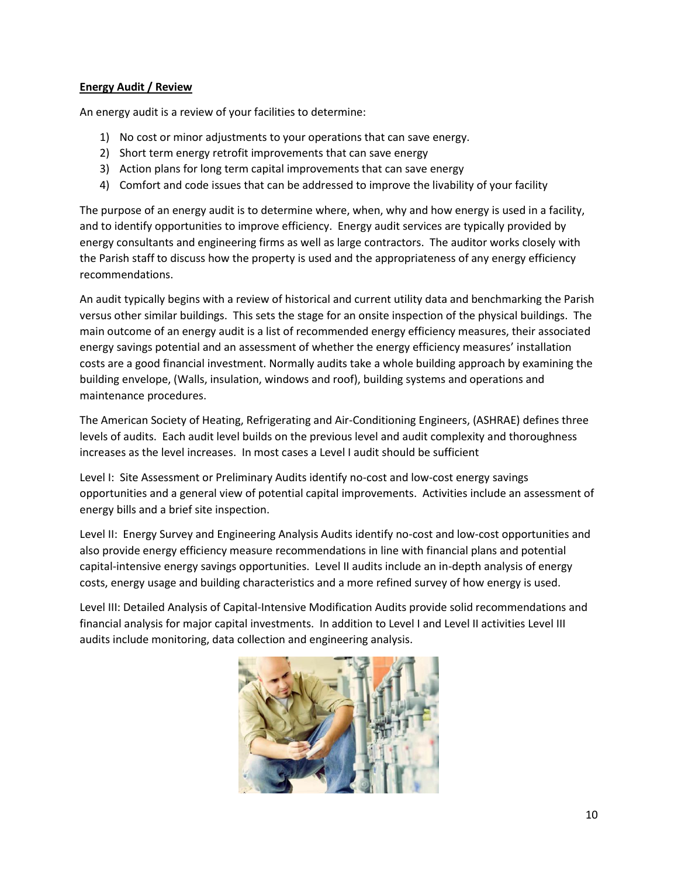**Energy Audit / Review**

An energy audit is a review of your facilities to determine:

1) No cost or minor adjustments to your operations that can save energy.
2) Short term energy retrofit improvements that can save energy
3) Action plans for long term capital improvements that can save energy
4) Comfort and code issues that can be addressed to improve the livability of your facility

The purpose of an energy audit is to determine where, when, why and how energy is used in a facility, and to identify opportunities to improve efficiency. Energy audit services are typically provided by energy consultants and engineering firms as well as large contractors. The auditor works closely with the Parish staff to discuss how the property is used and the appropriateness of any energy efficiency recommendations.

An audit typically begins with a review of historical and current utility data and benchmarking the Parish versus other similar buildings. This sets the stage for an onsite inspection of the physical buildings. The main outcome of an energy audit is a list of recommended energy efficiency measures, their associated energy savings potential and an assessment of whether the energy efficiency measures' installation costs are a good financial investment. Normally audits take a whole building approach by examining the building envelope, (Walls, insulation, windows and roof), building systems and operations and maintenance procedures.

The American Society of Heating, Refrigerating and Air-Conditioning Engineers, (ASHRAE) defines three levels of audits. Each audit level builds on the previous level and audit complexity and thoroughness increases as the level increases. In most cases a Level I audit should be sufficient

Level I: Site Assessment or Preliminary Audits identify no-cost and low-cost energy savings opportunities and a general view of potential capital improvements. Activities include an assessment of energy bills and a brief site inspection.

Level II: Energy Survey and Engineering Analysis Audits identify no-cost and low-cost opportunities and also provide energy efficiency measure recommendations in line with financial plans and potential capital-intensive energy savings opportunities. Level II audits include an in-depth analysis of energy costs, energy usage and building characteristics and a more refined survey of how energy is used.

Level III: Detailed Analysis of Capital-Intensive Modification Audits provide solid recommendations and financial analysis for major capital investments. In addition to Level I and Level II activities Level III audits include monitoring, data collection and engineering analysis.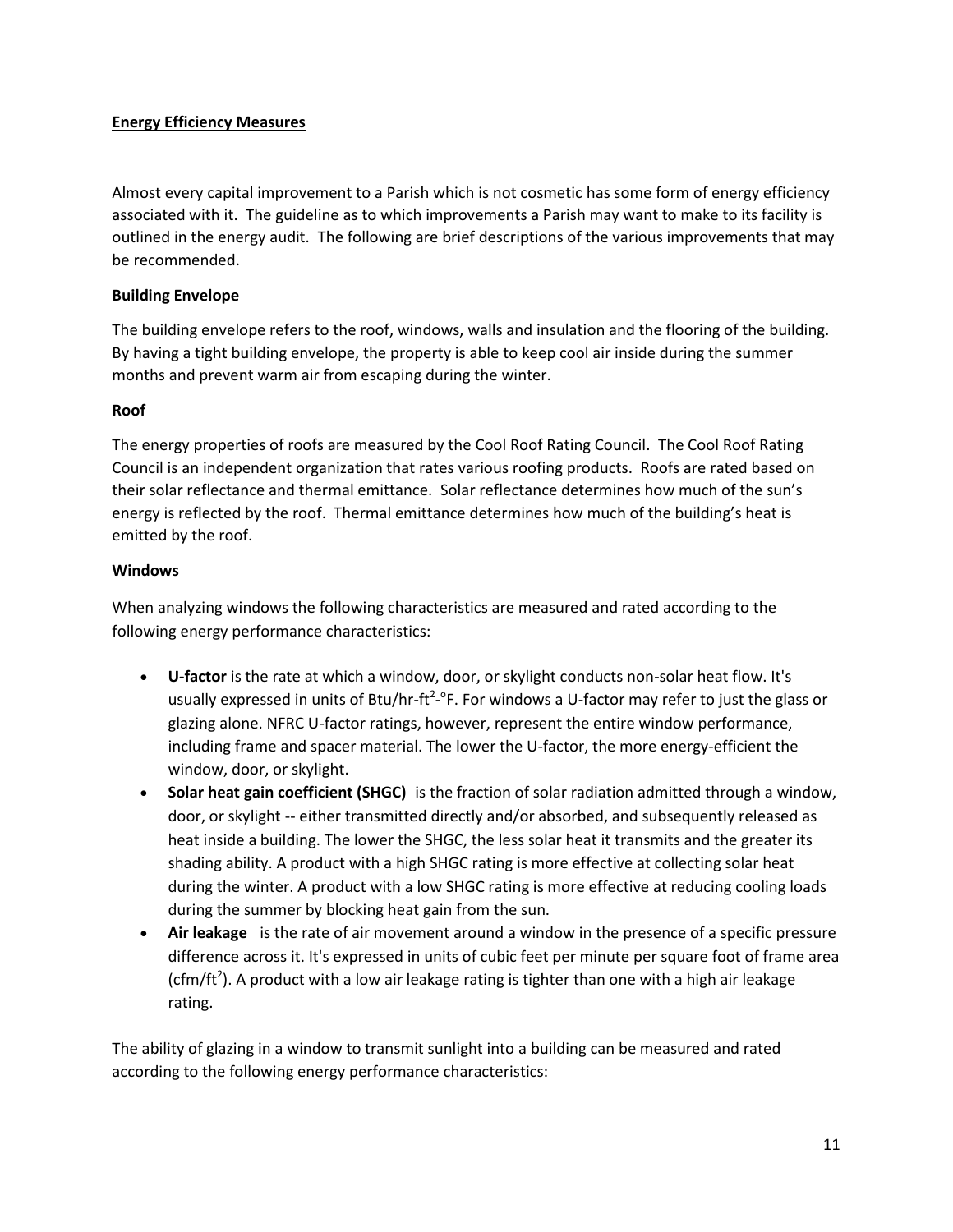**Energy Efficiency Measures**

Almost every capital improvement to a Parish which is not cosmetic has some form of energy efficiency associated with it. The guideline as to which improvements a Parish may want to make to its facility is outlined in the energy audit. The following are brief descriptions of the various improvements that may be recommended.

**Building Envelope**

The building envelope refers to the roof, windows, walls and insulation and the flooring of the building. By having a tight building envelope, the property is able to keep cool air inside during the summer months and prevent warm air from escaping during the winter.

**Roof**

The energy properties of roofs are measured by the Cool Roof Rating Council. The Cool Roof Rating Council is an independent organization that rates various roofing products. Roofs are rated based on their solar reflectance and thermal emittance. Solar reflectance determines how much of the sun's energy is reflected by the roof. Thermal emittance determines how much of the building's heat is emitted by the roof.

**Windows**

When analyzing windows the following characteristics are measured and rated according to the following energy performance characteristics:

- **U-factor** is the rate at which a window, door, or skylight conducts non-solar heat flow. It's usually expressed in units of Btu/hr-ft$^2$-$^o$F. For windows a U-factor may refer to just the glass or glazing alone. NFRC U-factor ratings, however, represent the entire window performance, including frame and spacer material. The lower the U-factor, the more energy-efficient the window, door, or skylight.
- **Solar heat gain coefficient (SHGC)** is the fraction of solar radiation admitted through a window, door, or skylight -- either transmitted directly and/or absorbed, and subsequently released as heat inside a building. The lower the SHGC, the less solar heat it transmits and the greater its shading ability. A product with a high SHGC rating is more effective at collecting solar heat during the winter. A product with a low SHGC rating is more effective at reducing cooling loads during the summer by blocking heat gain from the sun.
- **Air leakage** is the rate of air movement around a window in the presence of a specific pressure difference across it. It's expressed in units of cubic feet per minute per square foot of frame area (cfm/ft$^2$). A product with a low air leakage rating is tighter than one with a high air leakage rating.

The ability of glazing in a window to transmit sunlight into a building can be measured and rated according to the following energy performance characteristics: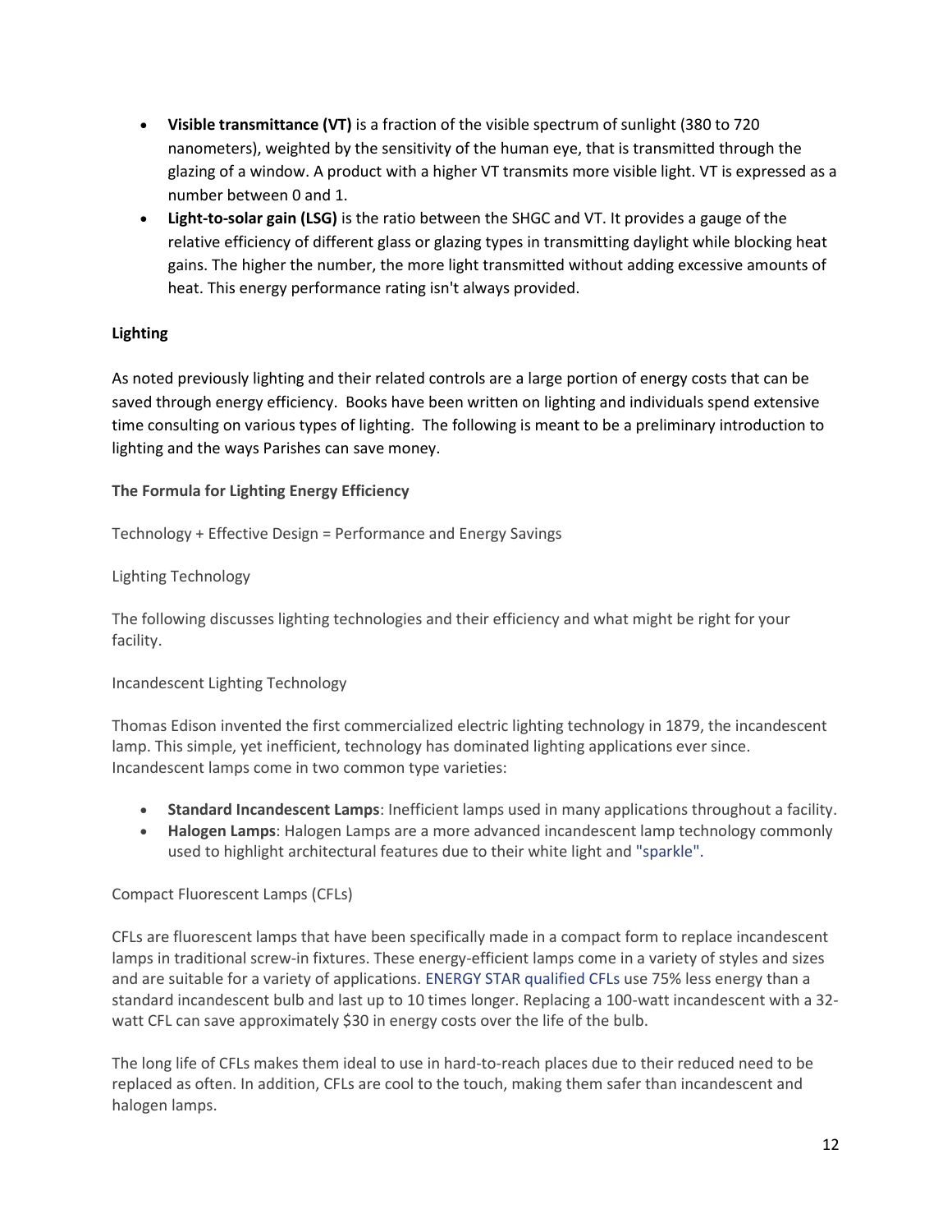- **Visible transmittance (VT)** is a fraction of the visible spectrum of sunlight (380 to 720 nanometers), weighted by the sensitivity of the human eye, that is transmitted through the glazing of a window. A product with a higher VT transmits more visible light. VT is expressed as a number between 0 and 1.
- **Light-to-solar gain (LSG)** is the ratio between the SHGC and VT. It provides a gauge of the relative efficiency of different glass or glazing types in transmitting daylight while blocking heat gains. The higher the number, the more light transmitted without adding excessive amounts of heat. This energy performance rating isn't always provided.

## Lighting

As noted previously lighting and their related controls are a large portion of energy costs that can be saved through energy efficiency. Books have been written on lighting and individuals spend extensive time consulting on various types of lighting. The following is meant to be a preliminary introduction to lighting and the ways Parishes can save money.

### The Formula for Lighting Energy Efficiency

Technology + Effective Design = Performance and Energy Savings

Lighting Technology

The following discusses lighting technologies and their efficiency and what might be right for your facility.

Incandescent Lighting Technology

Thomas Edison invented the first commercialized electric lighting technology in 1879, the incandescent lamp. This simple, yet inefficient, technology has dominated lighting applications ever since. Incandescent lamps come in two common type varieties:

- **Standard Incandescent Lamps**: Inefficient lamps used in many applications throughout a facility.
- **Halogen Lamps**: Halogen Lamps are a more advanced incandescent lamp technology commonly used to highlight architectural features due to their white light and "sparkle".

Compact Fluorescent Lamps (CFLs)

CFLs are fluorescent lamps that have been specifically made in a compact form to replace incandescent lamps in traditional screw-in fixtures. These energy-efficient lamps come in a variety of styles and sizes and are suitable for a variety of applications. ENERGY STAR qualified CFLs use 75% less energy than a standard incandescent bulb and last up to 10 times longer. Replacing a 100-watt incandescent with a 32-watt CFL can save approximately $30 in energy costs over the life of the bulb.

The long life of CFLs makes them ideal to use in hard-to-reach places due to their reduced need to be replaced as often. In addition, CFLs are cool to the touch, making them safer than incandescent and halogen lamps.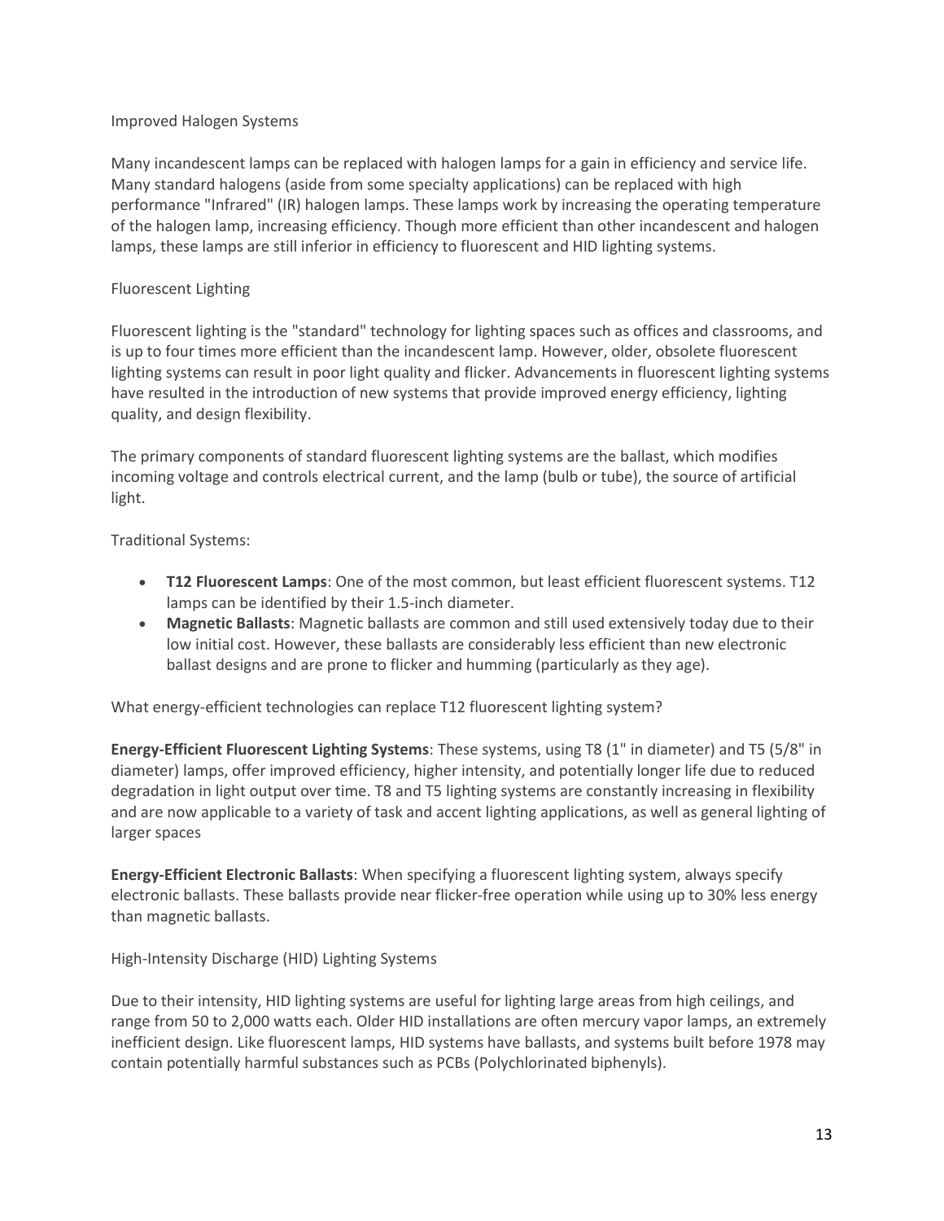### Improved Halogen Systems

Many incandescent lamps can be replaced with halogen lamps for a gain in efficiency and service life. Many standard halogens (aside from some specialty applications) can be replaced with high performance "Infrared" (IR) halogen lamps. These lamps work by increasing the operating temperature of the halogen lamp, increasing efficiency. Though more efficient than other incandescent and halogen lamps, these lamps are still inferior in efficiency to fluorescent and HID lighting systems.

### Fluorescent Lighting

Fluorescent lighting is the "standard" technology for lighting spaces such as offices and classrooms, and is up to four times more efficient than the incandescent lamp. However, older, obsolete fluorescent lighting systems can result in poor light quality and flicker. Advancements in fluorescent lighting systems have resulted in the introduction of new systems that provide improved energy efficiency, lighting quality, and design flexibility.

The primary components of standard fluorescent lighting systems are the ballast, which modifies incoming voltage and controls electrical current, and the lamp (bulb or tube), the source of artificial light.

Traditional Systems:

- **T12 Fluorescent Lamps**: One of the most common, but least efficient fluorescent systems. T12 lamps can be identified by their 1.5-inch diameter.
- **Magnetic Ballasts**: Magnetic ballasts are common and still used extensively today due to their low initial cost. However, these ballasts are considerably less efficient than new electronic ballast designs and are prone to flicker and humming (particularly as they age).

What energy-efficient technologies can replace T12 fluorescent lighting system?

**Energy-Efficient Fluorescent Lighting Systems**: These systems, using T8 (1" in diameter) and T5 (5/8" in diameter) lamps, offer improved efficiency, higher intensity, and potentially longer life due to reduced degradation in light output over time. T8 and T5 lighting systems are constantly increasing in flexibility and are now applicable to a variety of task and accent lighting applications, as well as general lighting of larger spaces

**Energy-Efficient Electronic Ballasts**: When specifying a fluorescent lighting system, always specify electronic ballasts. These ballasts provide near flicker-free operation while using up to 30% less energy than magnetic ballasts.

### High-Intensity Discharge (HID) Lighting Systems

Due to their intensity, HID lighting systems are useful for lighting large areas from high ceilings, and range from 50 to 2,000 watts each. Older HID installations are often mercury vapor lamps, an extremely inefficient design. Like fluorescent lamps, HID systems have ballasts, and systems built before 1978 may contain potentially harmful substances such as PCBs (Polychlorinated biphenyls).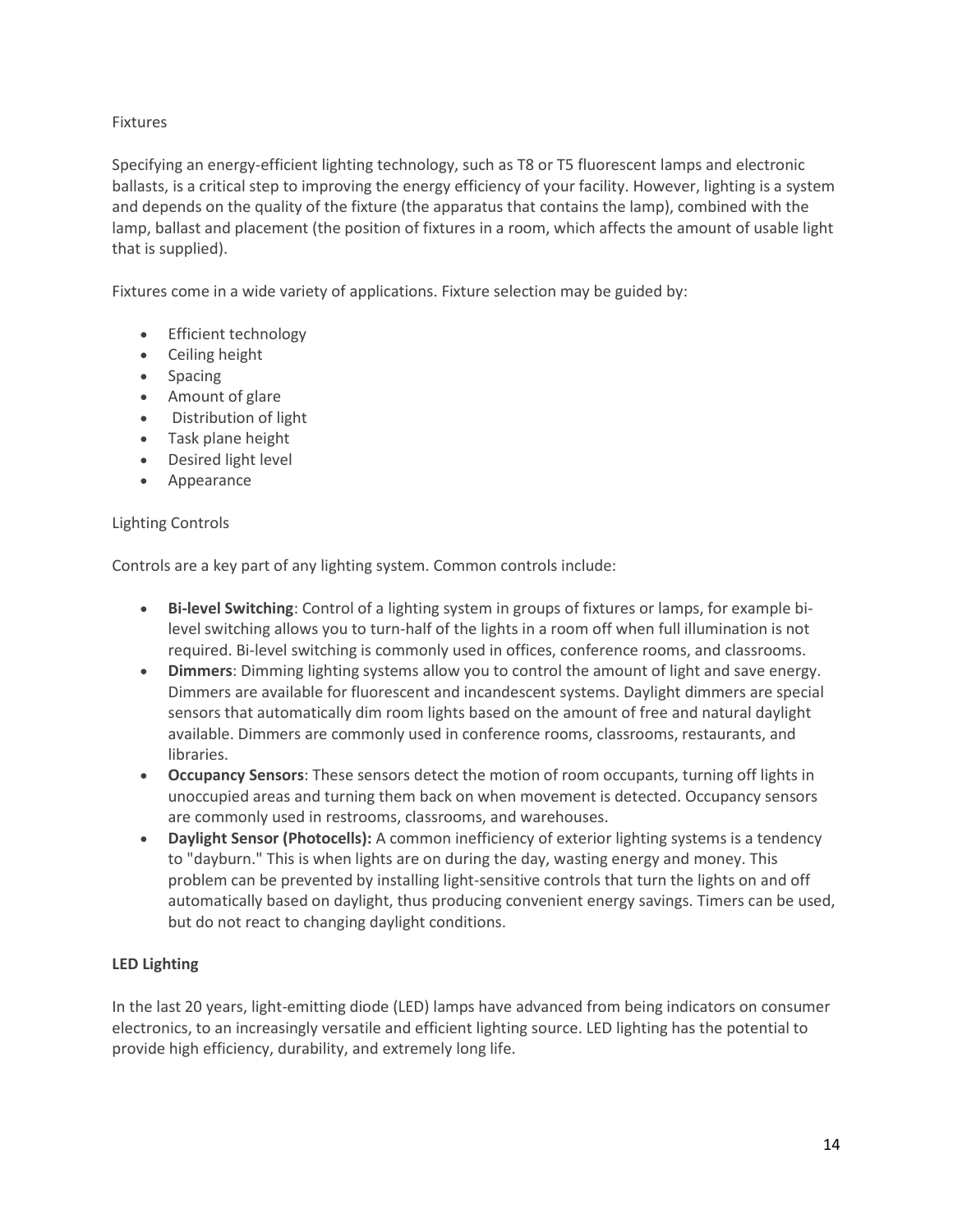### Fixtures

Specifying an energy-efficient lighting technology, such as T8 or T5 fluorescent lamps and electronic ballasts, is a critical step to improving the energy efficiency of your facility. However, lighting is a system and depends on the quality of the fixture (the apparatus that contains the lamp), combined with the lamp, ballast and placement (the position of fixtures in a room, which affects the amount of usable light that is supplied).

Fixtures come in a wide variety of applications. Fixture selection may be guided by:

- Efficient technology
- Ceiling height
- Spacing
- Amount of glare
- Distribution of light
- Task plane height
- Desired light level
- Appearance

### Lighting Controls

Controls are a key part of any lighting system. Common controls include:

- **Bi-level Switching**: Control of a lighting system in groups of fixtures or lamps, for example bi-level switching allows you to turn-half of the lights in a room off when full illumination is not required. Bi-level switching is commonly used in offices, conference rooms, and classrooms.
- **Dimmers**: Dimming lighting systems allow you to control the amount of light and save energy. Dimmers are available for fluorescent and incandescent systems. Daylight dimmers are special sensors that automatically dim room lights based on the amount of free and natural daylight available. Dimmers are commonly used in conference rooms, classrooms, restaurants, and libraries.
- **Occupancy Sensors**: These sensors detect the motion of room occupants, turning off lights in unoccupied areas and turning them back on when movement is detected. Occupancy sensors are commonly used in restrooms, classrooms, and warehouses.
- **Daylight Sensor (Photocells):** A common inefficiency of exterior lighting systems is a tendency to "dayburn." This is when lights are on during the day, wasting energy and money. This problem can be prevented by installing light-sensitive controls that turn the lights on and off automatically based on daylight, thus producing convenient energy savings. Timers can be used, but do not react to changing daylight conditions.

### **LED Lighting**

In the last 20 years, light-emitting diode (LED) lamps have advanced from being indicators on consumer electronics, to an increasingly versatile and efficient lighting source. LED lighting has the potential to provide high efficiency, durability, and extremely long life.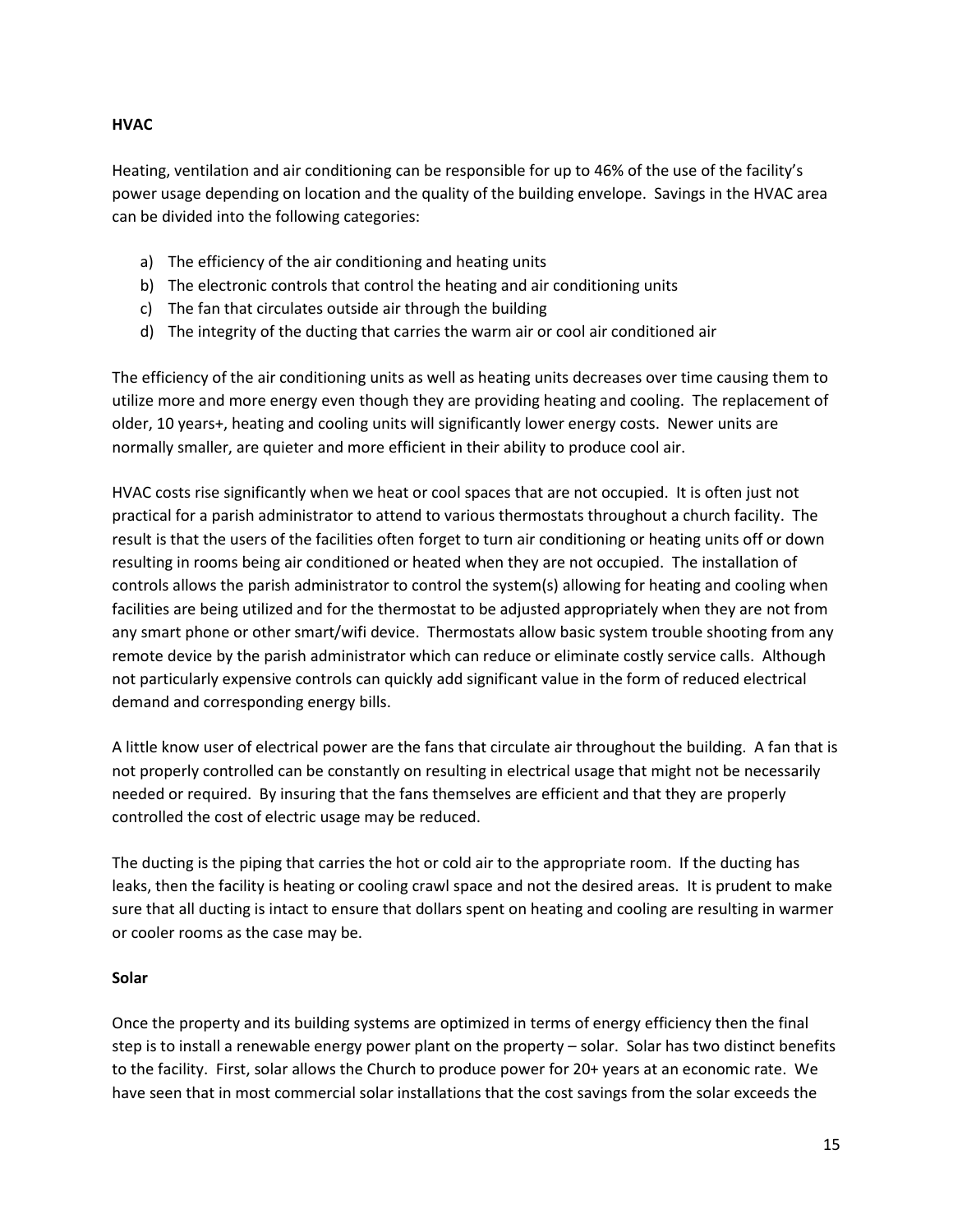**HVAC**

Heating, ventilation and air conditioning can be responsible for up to 46% of the use of the facility's power usage depending on location and the quality of the building envelope. Savings in the HVAC area can be divided into the following categories:

a) The efficiency of the air conditioning and heating units
b) The electronic controls that control the heating and air conditioning units
c) The fan that circulates outside air through the building
d) The integrity of the ducting that carries the warm air or cool air conditioned air

The efficiency of the air conditioning units as well as heating units decreases over time causing them to utilize more and more energy even though they are providing heating and cooling. The replacement of older, 10 years+, heating and cooling units will significantly lower energy costs. Newer units are normally smaller, are quieter and more efficient in their ability to produce cool air.

HVAC costs rise significantly when we heat or cool spaces that are not occupied. It is often just not practical for a parish administrator to attend to various thermostats throughout a church facility. The result is that the users of the facilities often forget to turn air conditioning or heating units off or down resulting in rooms being air conditioned or heated when they are not occupied. The installation of controls allows the parish administrator to control the system(s) allowing for heating and cooling when facilities are being utilized and for the thermostat to be adjusted appropriately when they are not from any smart phone or other smart/wifi device. Thermostats allow basic system trouble shooting from any remote device by the parish administrator which can reduce or eliminate costly service calls. Although not particularly expensive controls can quickly add significant value in the form of reduced electrical demand and corresponding energy bills.

A little know user of electrical power are the fans that circulate air throughout the building. A fan that is not properly controlled can be constantly on resulting in electrical usage that might not be necessarily needed or required. By insuring that the fans themselves are efficient and that they are properly controlled the cost of electric usage may be reduced.

The ducting is the piping that carries the hot or cold air to the appropriate room. If the ducting has leaks, then the facility is heating or cooling crawl space and not the desired areas. It is prudent to make sure that all ducting is intact to ensure that dollars spent on heating and cooling are resulting in warmer or cooler rooms as the case may be.

**Solar**

Once the property and its building systems are optimized in terms of energy efficiency then the final step is to install a renewable energy power plant on the property – solar. Solar has two distinct benefits to the facility. First, solar allows the Church to produce power for 20+ years at an economic rate. We have seen that in most commercial solar installations that the cost savings from the solar exceeds the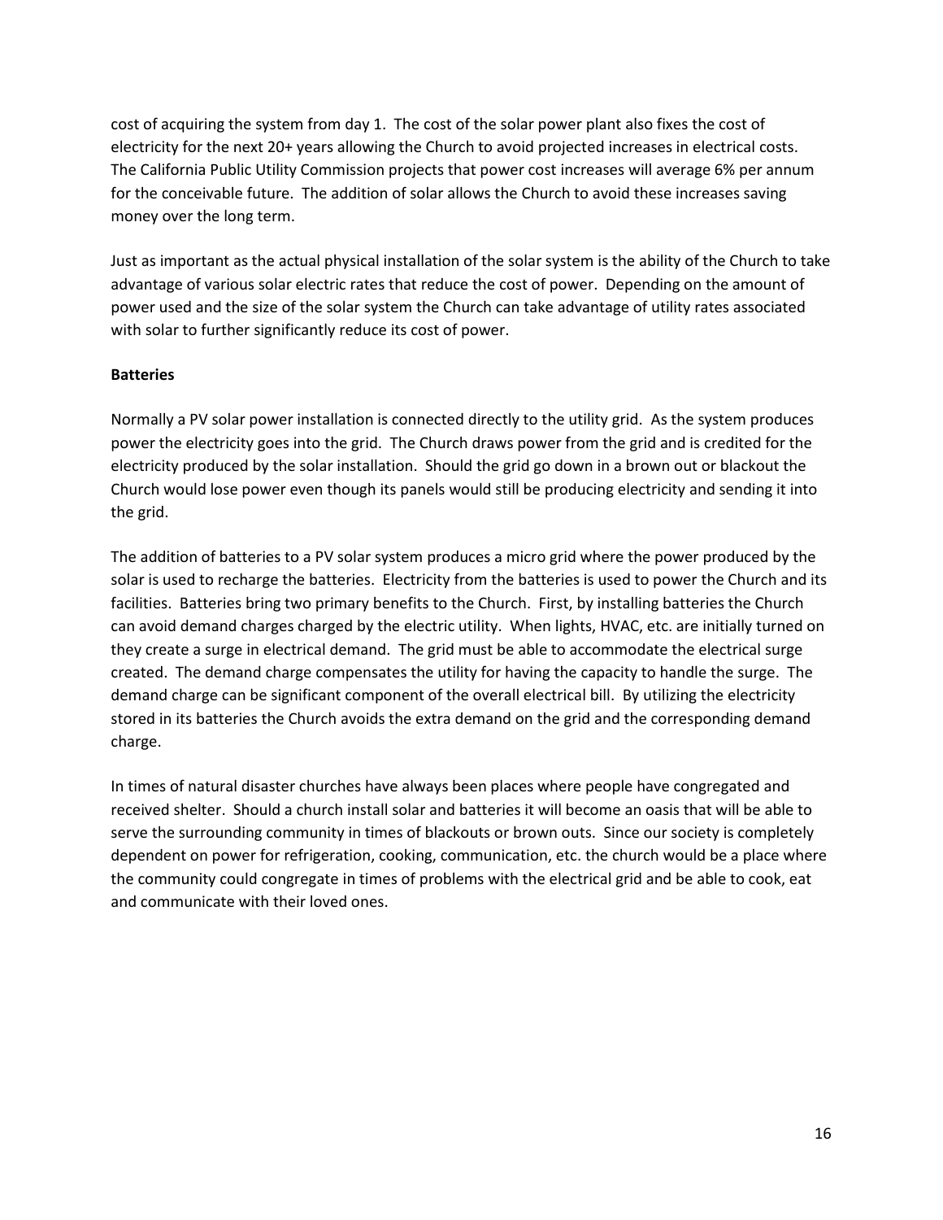cost of acquiring the system from day 1. The cost of the solar power plant also fixes the cost of electricity for the next 20+ years allowing the Church to avoid projected increases in electrical costs. The California Public Utility Commission projects that power cost increases will average 6% per annum for the conceivable future. The addition of solar allows the Church to avoid these increases saving money over the long term.

Just as important as the actual physical installation of the solar system is the ability of the Church to take advantage of various solar electric rates that reduce the cost of power. Depending on the amount of power used and the size of the solar system the Church can take advantage of utility rates associated with solar to further significantly reduce its cost of power.

**Batteries**

Normally a PV solar power installation is connected directly to the utility grid. As the system produces power the electricity goes into the grid. The Church draws power from the grid and is credited for the electricity produced by the solar installation. Should the grid go down in a brown out or blackout the Church would lose power even though its panels would still be producing electricity and sending it into the grid.

The addition of batteries to a PV solar system produces a micro grid where the power produced by the solar is used to recharge the batteries. Electricity from the batteries is used to power the Church and its facilities. Batteries bring two primary benefits to the Church. First, by installing batteries the Church can avoid demand charges charged by the electric utility. When lights, HVAC, etc. are initially turned on they create a surge in electrical demand. The grid must be able to accommodate the electrical surge created. The demand charge compensates the utility for having the capacity to handle the surge. The demand charge can be significant component of the overall electrical bill. By utilizing the electricity stored in its batteries the Church avoids the extra demand on the grid and the corresponding demand charge.

In times of natural disaster churches have always been places where people have congregated and received shelter. Should a church install solar and batteries it will become an oasis that will be able to serve the surrounding community in times of blackouts or brown outs. Since our society is completely dependent on power for refrigeration, cooking, communication, etc. the church would be a place where the community could congregate in times of problems with the electrical grid and be able to cook, eat and communicate with their loved ones.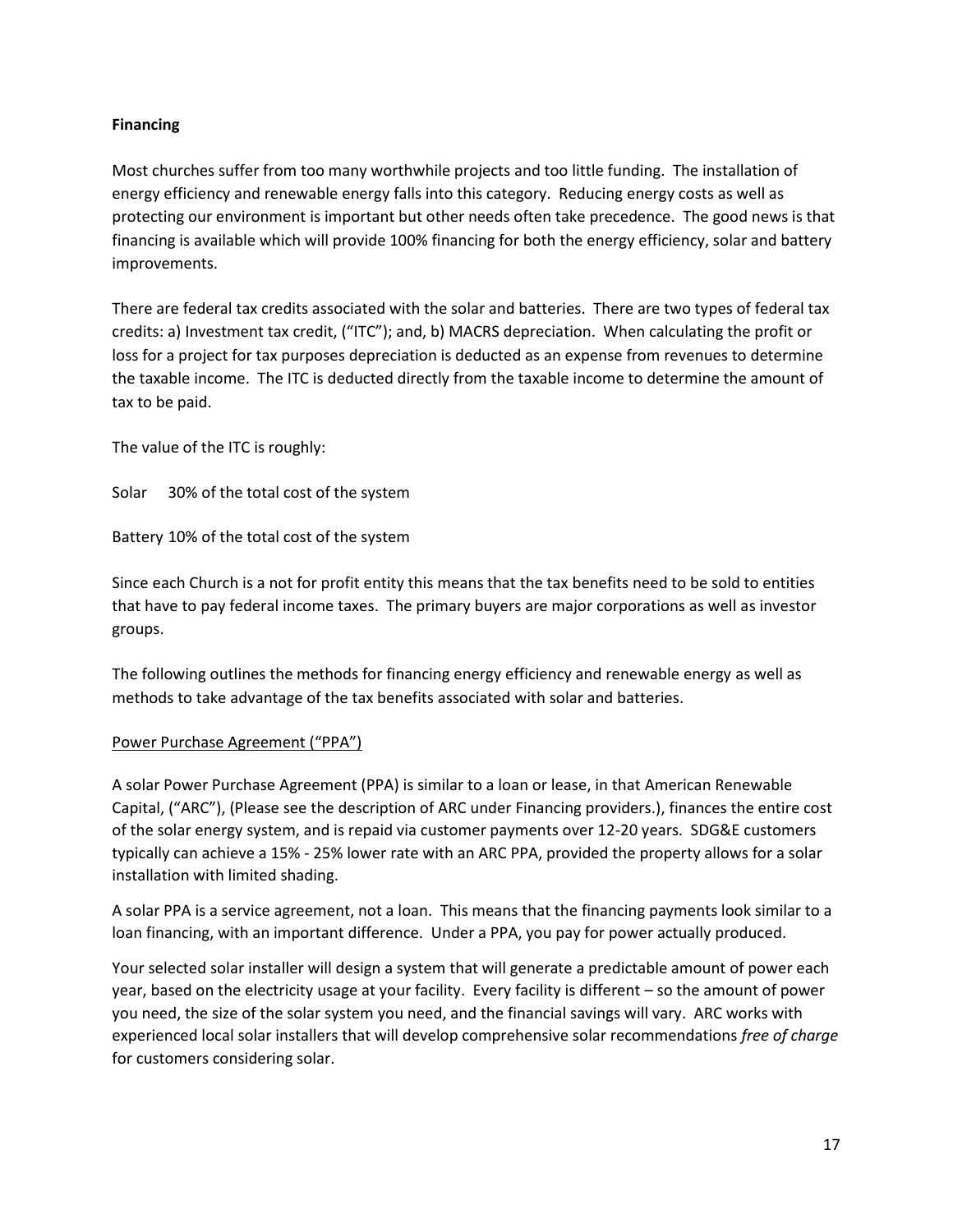**Financing**

Most churches suffer from too many worthwhile projects and too little funding. The installation of energy efficiency and renewable energy falls into this category. Reducing energy costs as well as protecting our environment is important but other needs often take precedence. The good news is that financing is available which will provide 100% financing for both the energy efficiency, solar and battery improvements.

There are federal tax credits associated with the solar and batteries. There are two types of federal tax credits: a) Investment tax credit, ("ITC"); and, b) MACRS depreciation. When calculating the profit or loss for a project for tax purposes depreciation is deducted as an expense from revenues to determine the taxable income. The ITC is deducted directly from the taxable income to determine the amount of tax to be paid.

The value of the ITC is roughly:

Solar 30% of the total cost of the system

Battery 10% of the total cost of the system

Since each Church is a not for profit entity this means that the tax benefits need to be sold to entities that have to pay federal income taxes. The primary buyers are major corporations as well as investor groups.

The following outlines the methods for financing energy efficiency and renewable energy as well as methods to take advantage of the tax benefits associated with solar and batteries.

<u>Power Purchase Agreement ("PPA")</u>

A solar Power Purchase Agreement (PPA) is similar to a loan or lease, in that American Renewable Capital, ("ARC"), (Please see the description of ARC under Financing providers.), finances the entire cost of the solar energy system, and is repaid via customer payments over 12-20 years. SDG&E customers typically can achieve a 15% - 25% lower rate with an ARC PPA, provided the property allows for a solar installation with limited shading.

A solar PPA is a service agreement, not a loan. This means that the financing payments look similar to a loan financing, with an important difference. Under a PPA, you pay for power actually produced.

Your selected solar installer will design a system that will generate a predictable amount of power each year, based on the electricity usage at your facility. Every facility is different – so the amount of power you need, the size of the solar system you need, and the financial savings will vary. ARC works with experienced local solar installers that will develop comprehensive solar recommendations *free of charge* for customers considering solar.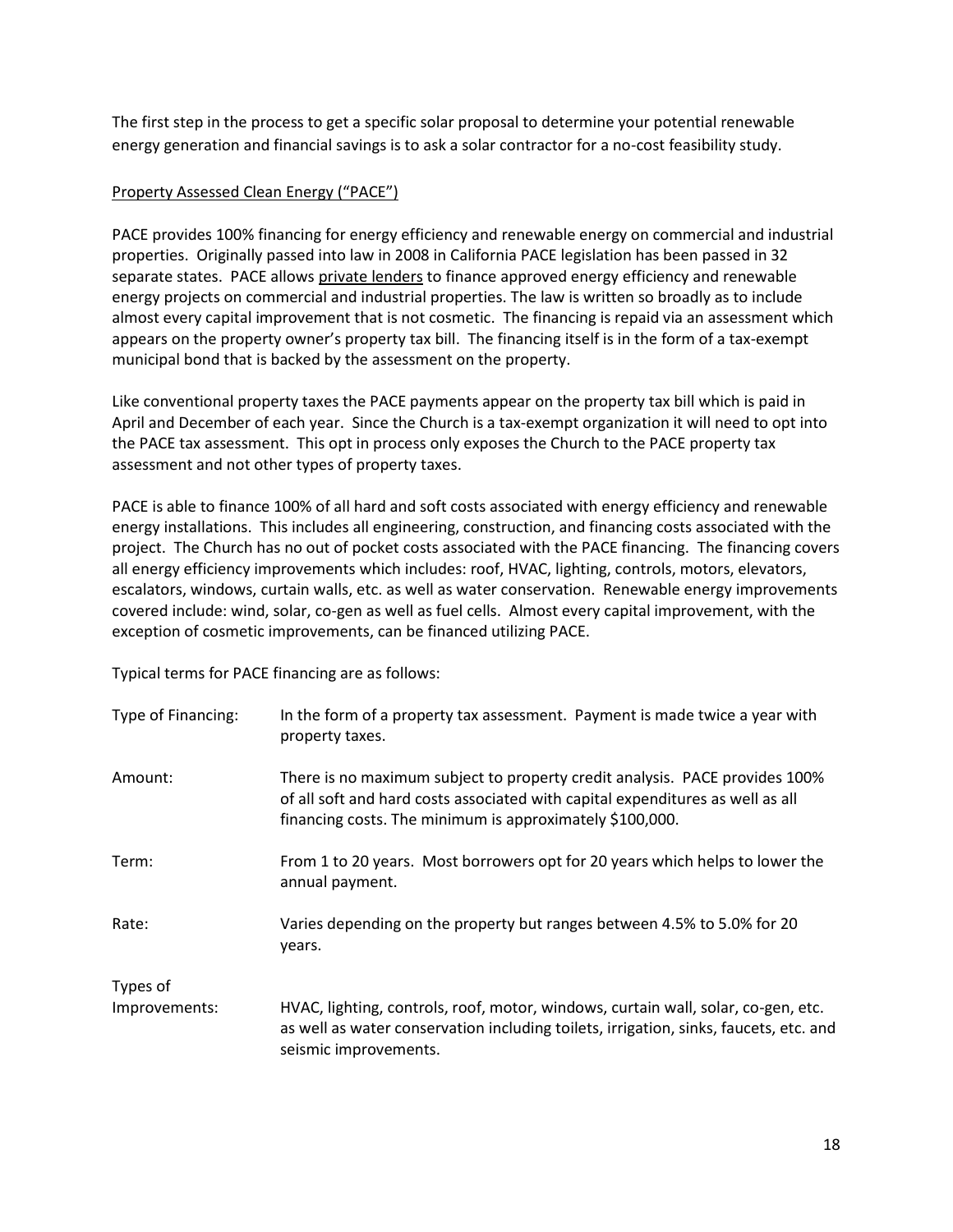The first step in the process to get a specific solar proposal to determine your potential renewable energy generation and financial savings is to ask a solar contractor for a no-cost feasibility study.

<u>Property Assessed Clean Energy ("PACE")</u>

PACE provides 100% financing for energy efficiency and renewable energy on commercial and industrial properties. Originally passed into law in 2008 in California PACE legislation has been passed in 32 separate states. PACE allows <u>private lenders</u> to finance approved energy efficiency and renewable energy projects on commercial and industrial properties. The law is written so broadly as to include almost every capital improvement that is not cosmetic. The financing is repaid via an assessment which appears on the property owner's property tax bill. The financing itself is in the form of a tax-exempt municipal bond that is backed by the assessment on the property.

Like conventional property taxes the PACE payments appear on the property tax bill which is paid in April and December of each year. Since the Church is a tax-exempt organization it will need to opt into the PACE tax assessment. This opt in process only exposes the Church to the PACE property tax assessment and not other types of property taxes.

PACE is able to finance 100% of all hard and soft costs associated with energy efficiency and renewable energy installations. This includes all engineering, construction, and financing costs associated with the project. The Church has no out of pocket costs associated with the PACE financing. The financing covers all energy efficiency improvements which includes: roof, HVAC, lighting, controls, motors, elevators, escalators, windows, curtain walls, etc. as well as water conservation. Renewable energy improvements covered include: wind, solar, co-gen as well as fuel cells. Almost every capital improvement, with the exception of cosmetic improvements, can be financed utilizing PACE.

Typical terms for PACE financing are as follows:

| | |
|---|---|
| Type of Financing: | In the form of a property tax assessment. Payment is made twice a year with property taxes. |
| Amount: | There is no maximum subject to property credit analysis. PACE provides 100% of all soft and hard costs associated with capital expenditures as well as all financing costs. The minimum is approximately $100,000. |
| Term: | From 1 to 20 years. Most borrowers opt for 20 years which helps to lower the annual payment. |
| Rate: | Varies depending on the property but ranges between 4.5% to 5.0% for 20 years. |
| Types of Improvements: | HVAC, lighting, controls, roof, motor, windows, curtain wall, solar, co-gen, etc. as well as water conservation including toilets, irrigation, sinks, faucets, etc. and seismic improvements. |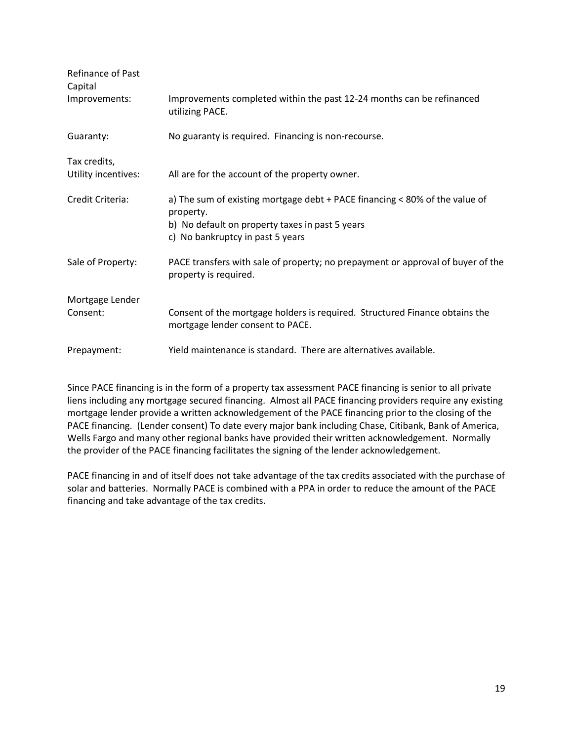| | |
|---|---|
| Refinance of Past Capital Improvements: | Improvements completed within the past 12-24 months can be refinanced utilizing PACE. |
| Guaranty: | No guaranty is required. Financing is non-recourse. |
| Tax credits, Utility incentives: | All are for the account of the property owner. |
| Credit Criteria: | a) The sum of existing mortgage debt + PACE financing < 80% of the value of property.<br>b) No default on property taxes in past 5 years<br>c) No bankruptcy in past 5 years |
| Sale of Property: | PACE transfers with sale of property; no prepayment or approval of buyer of the property is required. |
| Mortgage Lender Consent: | Consent of the mortgage holders is required. Structured Finance obtains the mortgage lender consent to PACE. |
| Prepayment: | Yield maintenance is standard. There are alternatives available. |

Since PACE financing is in the form of a property tax assessment PACE financing is senior to all private liens including any mortgage secured financing. Almost all PACE financing providers require any existing mortgage lender provide a written acknowledgement of the PACE financing prior to the closing of the PACE financing. (Lender consent) To date every major bank including Chase, Citibank, Bank of America, Wells Fargo and many other regional banks have provided their written acknowledgement. Normally the provider of the PACE financing facilitates the signing of the lender acknowledgement.

PACE financing in and of itself does not take advantage of the tax credits associated with the purchase of solar and batteries. Normally PACE is combined with a PPA in order to reduce the amount of the PACE financing and take advantage of the tax credits.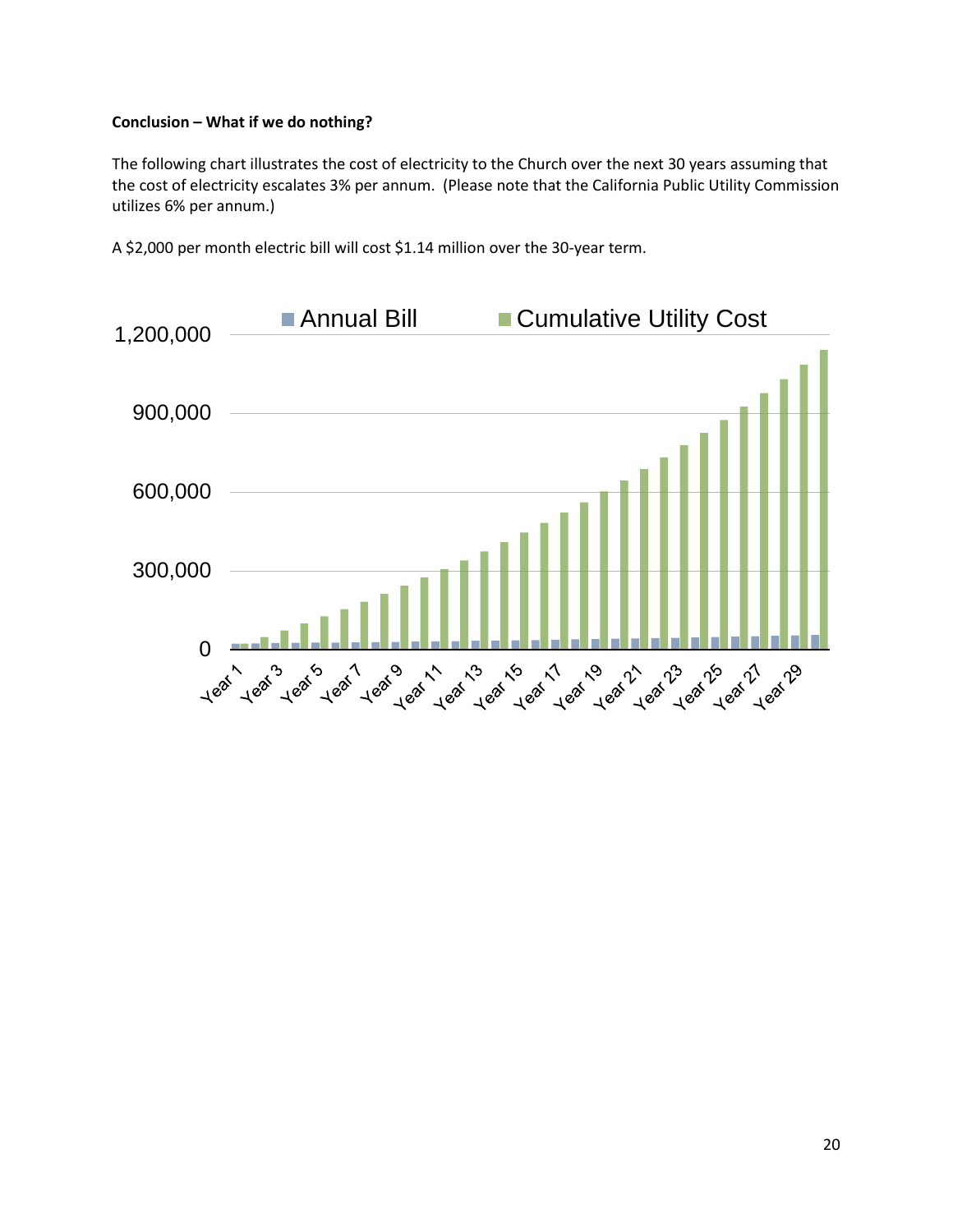**Conclusion – What if we do nothing?**

The following chart illustrates the cost of electricity to the Church over the next 30 years assuming that the cost of electricity escalates 3% per annum. (Please note that the California Public Utility Commission utilizes 6% per annum.)

A $2,000 per month electric bill will cost $1.14 million over the 30-year term.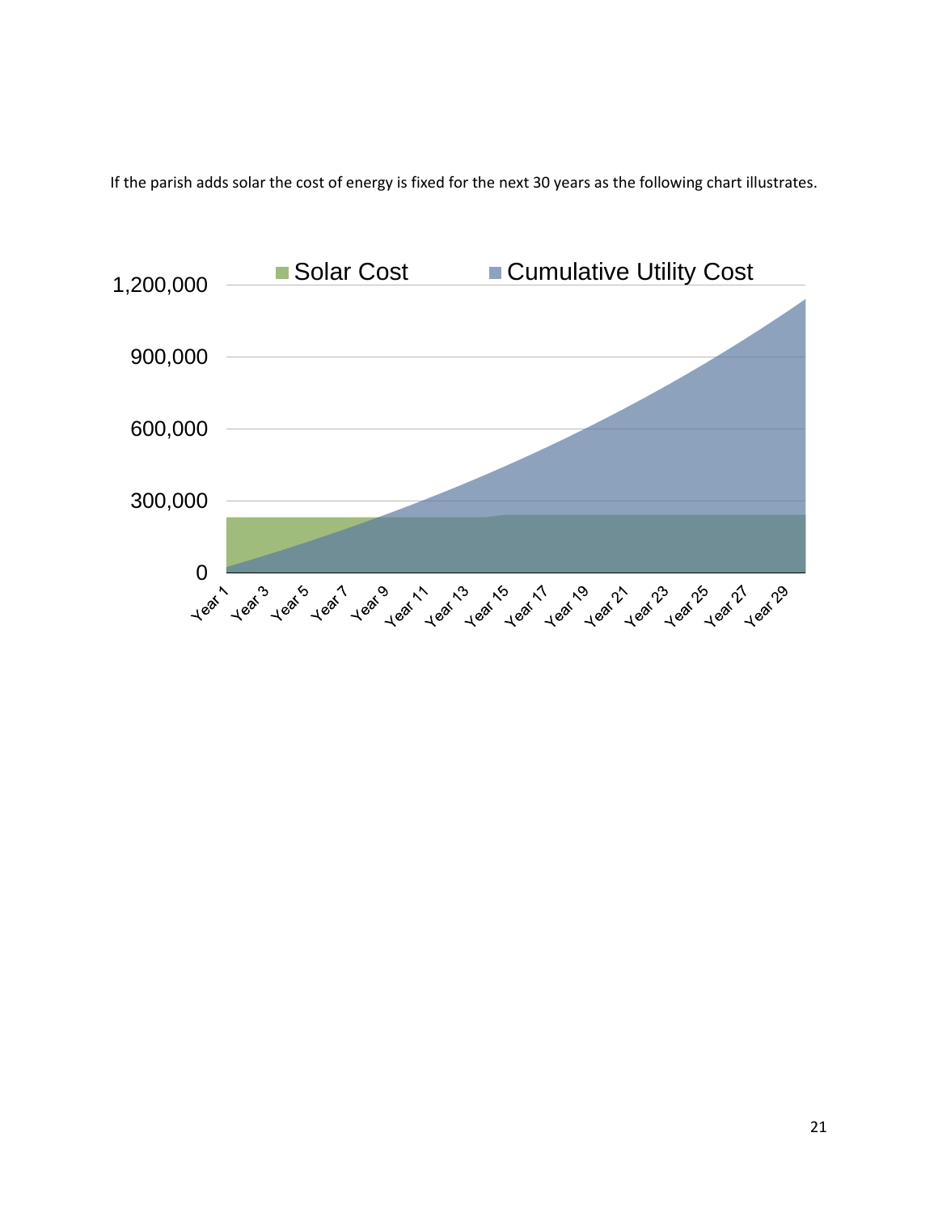If the parish adds solar the cost of energy is fixed for the next 30 years as the following chart illustrates.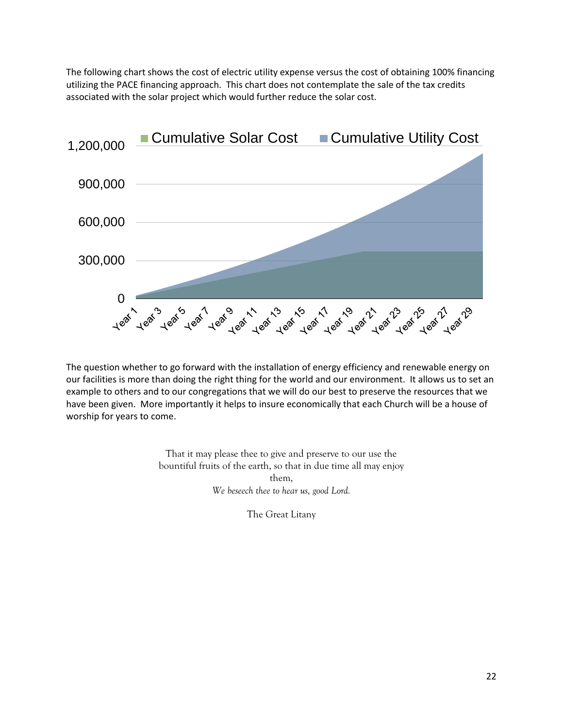The following chart shows the cost of electric utility expense versus the cost of obtaining 100% financing utilizing the PACE financing approach. This chart does not contemplate the sale of the tax credits associated with the solar project which would further reduce the solar cost.

The question whether to go forward with the installation of energy efficiency and renewable energy on our facilities is more than doing the right thing for the world and our environment. It allows us to set an example to others and to our congregations that we will do our best to preserve the resources that we have been given. More importantly it helps to insure economically that each Church will be a house of worship for years to come.

That it may please thee to give and preserve to our use the bountiful fruits of the earth, so that in due time all may enjoy them,
*We beseech thee to hear us, good Lord.*

The Great Litany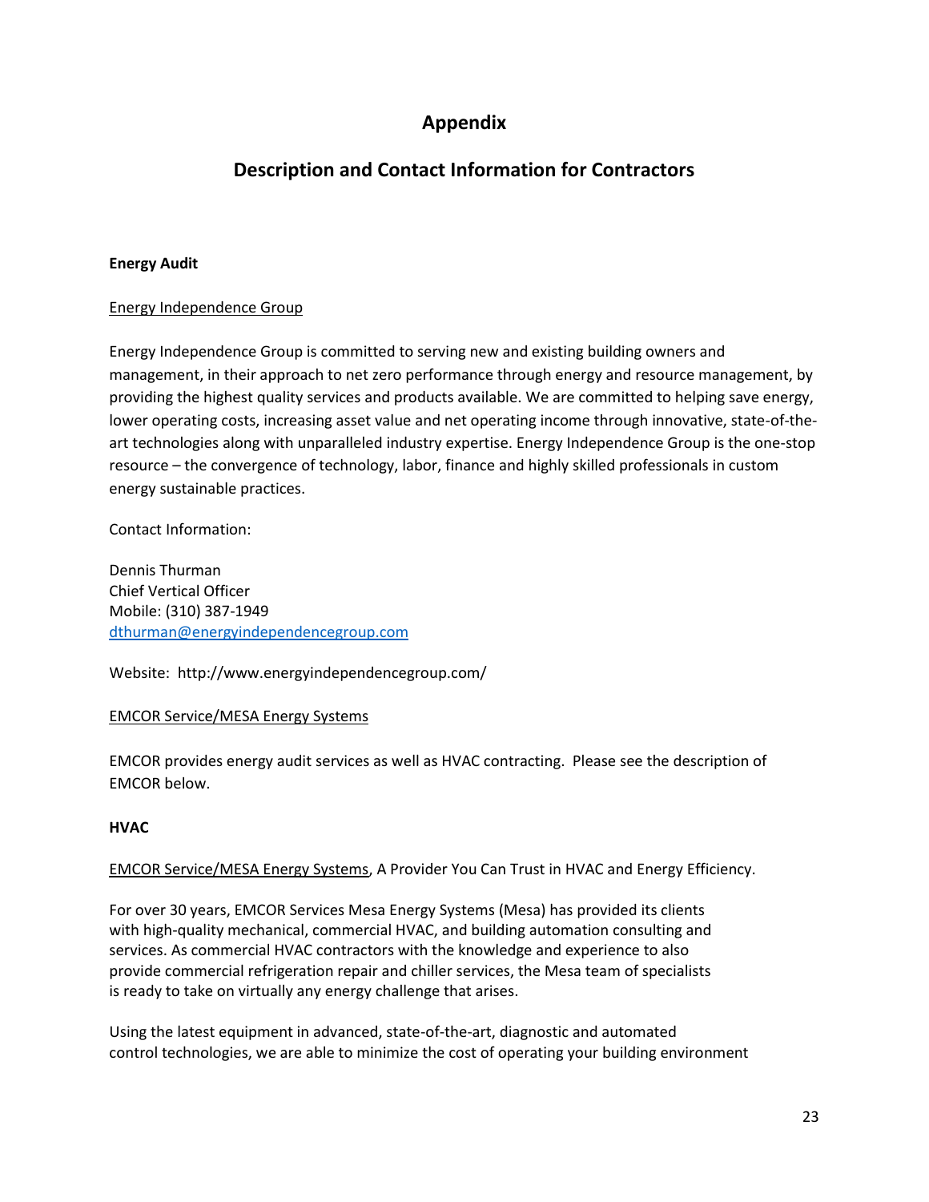# Appendix

## Description and Contact Information for Contractors

**Energy Audit**

Energy Independence Group

Energy Independence Group is committed to serving new and existing building owners and management, in their approach to net zero performance through energy and resource management, by providing the highest quality services and products available. We are committed to helping save energy, lower operating costs, increasing asset value and net operating income through innovative, state-of-the-art technologies along with unparalleled industry expertise. Energy Independence Group is the one-stop resource – the convergence of technology, labor, finance and highly skilled professionals in custom energy sustainable practices.

Contact Information:

Dennis Thurman
Chief Vertical Officer
Mobile: (310) 387-1949
dthurman@energyindependencegroup.com

Website: http://www.energyindependencegroup.com/

EMCOR Service/MESA Energy Systems

EMCOR provides energy audit services as well as HVAC contracting. Please see the description of EMCOR below.

**HVAC**

EMCOR Service/MESA Energy Systems, A Provider You Can Trust in HVAC and Energy Efficiency.

For over 30 years, EMCOR Services Mesa Energy Systems (Mesa) has provided its clients with high-quality mechanical, commercial HVAC, and building automation consulting and services. As commercial HVAC contractors with the knowledge and experience to also provide commercial refrigeration repair and chiller services, the Mesa team of specialists is ready to take on virtually any energy challenge that arises.

Using the latest equipment in advanced, state-of-the-art, diagnostic and automated control technologies, we are able to minimize the cost of operating your building environment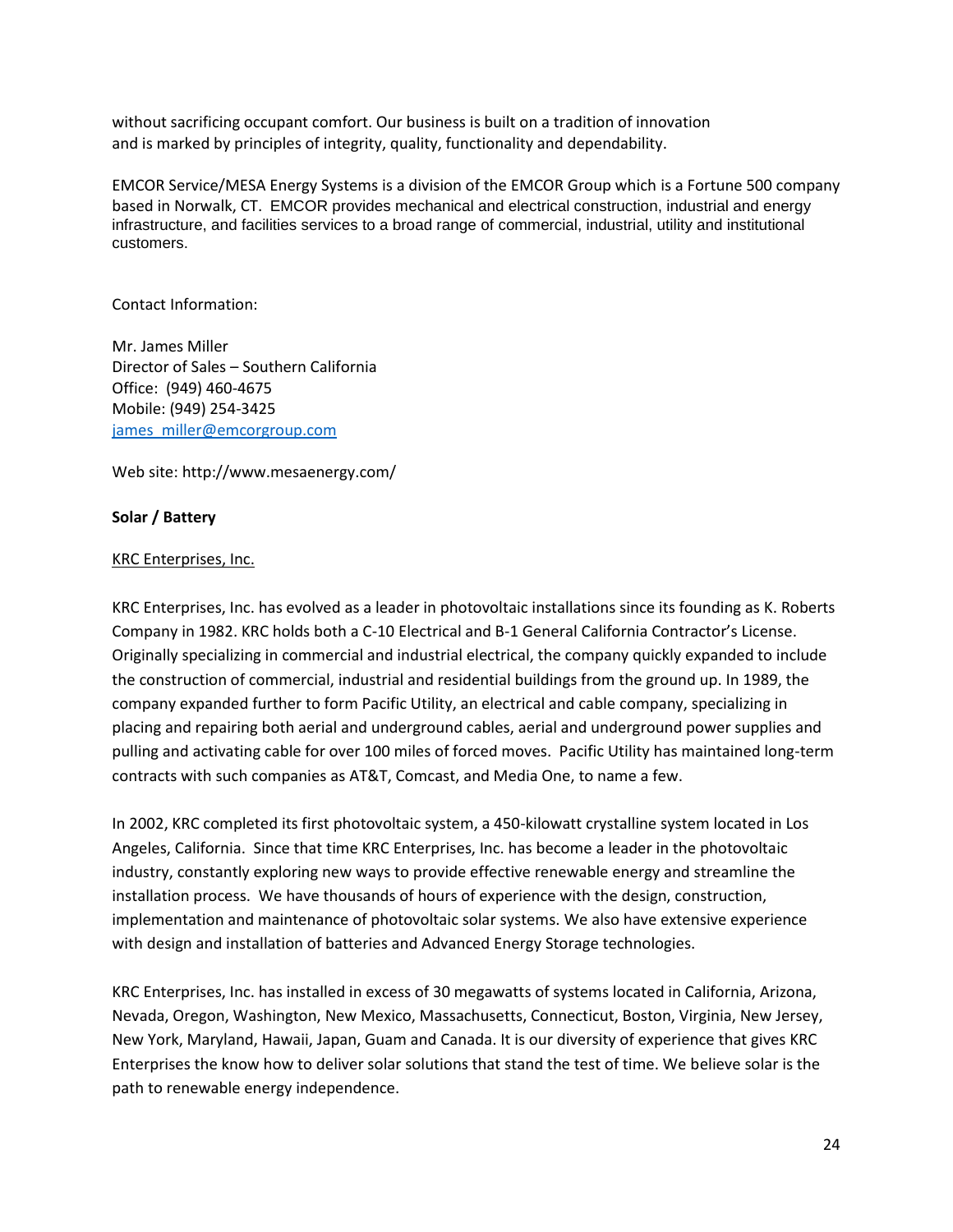without sacrificing occupant comfort. Our business is built on a tradition of innovation and is marked by principles of integrity, quality, functionality and dependability.

EMCOR Service/MESA Energy Systems is a division of the EMCOR Group which is a Fortune 500 company based in Norwalk, CT. EMCOR provides mechanical and electrical construction, industrial and energy infrastructure, and facilities services to a broad range of commercial, industrial, utility and institutional customers.

Contact Information:

Mr. James Miller
Director of Sales – Southern California
Office: (949) 460-4675
Mobile: (949) 254-3425
james_miller@emcorgroup.com

Web site: http://www.mesaenergy.com/

**Solar / Battery**

KRC Enterprises, Inc.

KRC Enterprises, Inc. has evolved as a leader in photovoltaic installations since its founding as K. Roberts Company in 1982. KRC holds both a C-10 Electrical and B-1 General California Contractor's License. Originally specializing in commercial and industrial electrical, the company quickly expanded to include the construction of commercial, industrial and residential buildings from the ground up. In 1989, the company expanded further to form Pacific Utility, an electrical and cable company, specializing in placing and repairing both aerial and underground cables, aerial and underground power supplies and pulling and activating cable for over 100 miles of forced moves. Pacific Utility has maintained long-term contracts with such companies as AT&T, Comcast, and Media One, to name a few.

In 2002, KRC completed its first photovoltaic system, a 450-kilowatt crystalline system located in Los Angeles, California. Since that time KRC Enterprises, Inc. has become a leader in the photovoltaic industry, constantly exploring new ways to provide effective renewable energy and streamline the installation process. We have thousands of hours of experience with the design, construction, implementation and maintenance of photovoltaic solar systems. We also have extensive experience with design and installation of batteries and Advanced Energy Storage technologies.

KRC Enterprises, Inc. has installed in excess of 30 megawatts of systems located in California, Arizona, Nevada, Oregon, Washington, New Mexico, Massachusetts, Connecticut, Boston, Virginia, New Jersey, New York, Maryland, Hawaii, Japan, Guam and Canada. It is our diversity of experience that gives KRC Enterprises the know how to deliver solar solutions that stand the test of time. We believe solar is the path to renewable energy independence.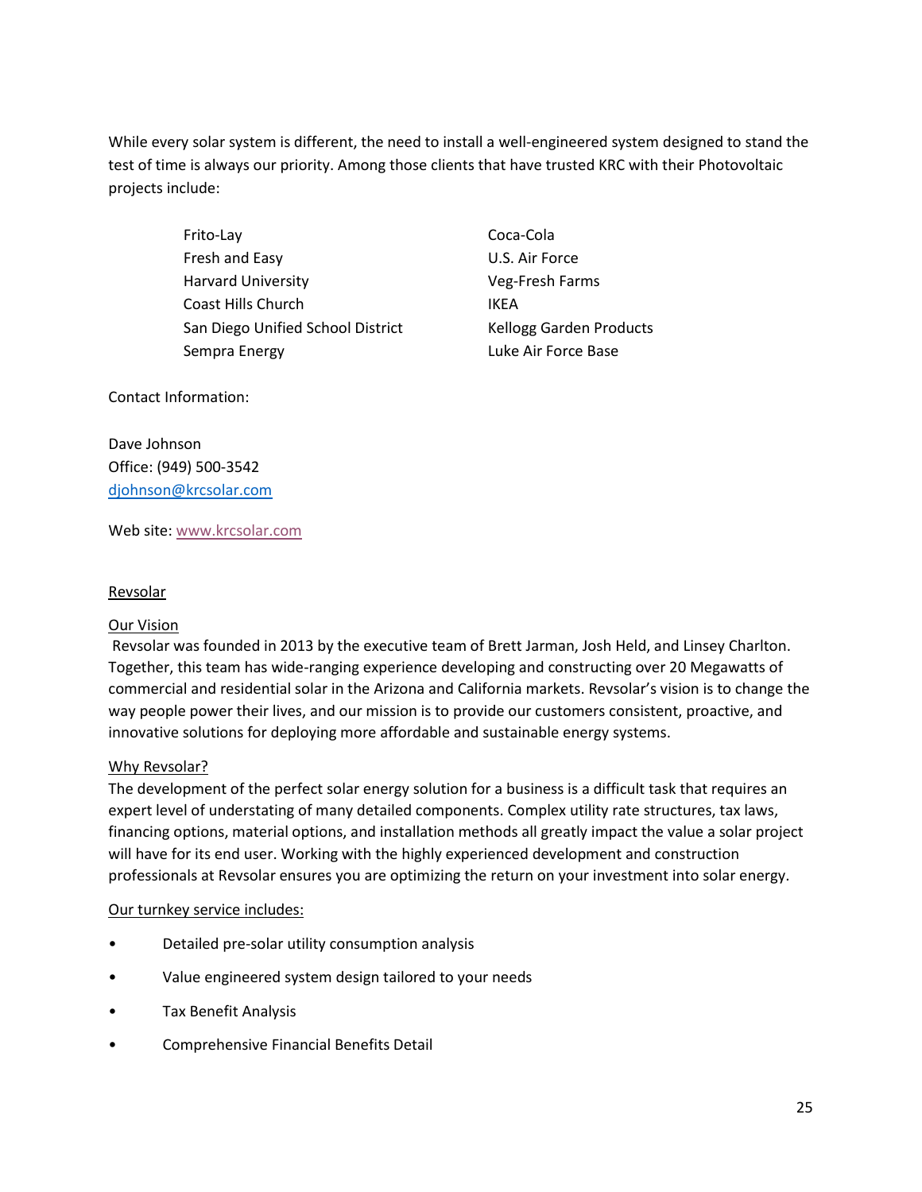While every solar system is different, the need to install a well-engineered system designed to stand the test of time is always our priority. Among those clients that have trusted KRC with their Photovoltaic projects include:

- Frito-Lay
- Fresh and Easy
- Harvard University
- Coast Hills Church
- San Diego Unified School District
- Sempra Energy
- Coca-Cola
- U.S. Air Force
- Veg-Fresh Farms
- IKEA
- Kellogg Garden Products
- Luke Air Force Base

Contact Information:

Dave Johnson
Office: (949) 500-3542
djohnson@krcsolar.com

Web site: www.krcsolar.com

Revsolar

Our Vision

Revsolar was founded in 2013 by the executive team of Brett Jarman, Josh Held, and Linsey Charlton. Together, this team has wide-ranging experience developing and constructing over 20 Megawatts of commercial and residential solar in the Arizona and California markets. Revsolar's vision is to change the way people power their lives, and our mission is to provide our customers consistent, proactive, and innovative solutions for deploying more affordable and sustainable energy systems.

Why Revsolar?

The development of the perfect solar energy solution for a business is a difficult task that requires an expert level of understating of many detailed components. Complex utility rate structures, tax laws, financing options, material options, and installation methods all greatly impact the value a solar project will have for its end user. Working with the highly experienced development and construction professionals at Revsolar ensures you are optimizing the return on your investment into solar energy.

Our turnkey service includes:

- Detailed pre-solar utility consumption analysis
- Value engineered system design tailored to your needs
- Tax Benefit Analysis
- Comprehensive Financial Benefits Detail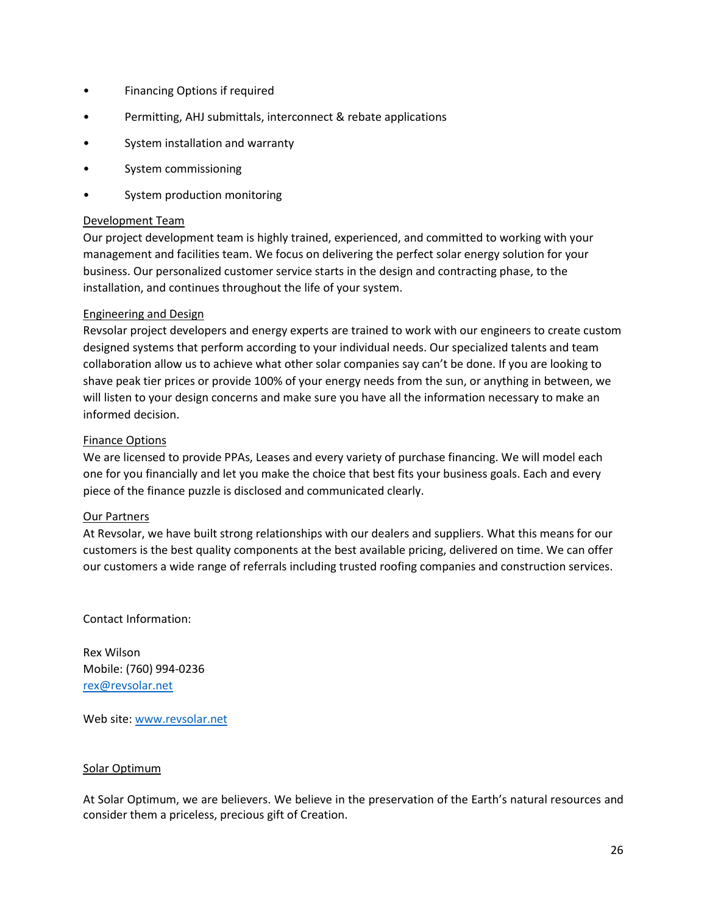- Financing Options if required
- Permitting, AHJ submittals, interconnect & rebate applications
- System installation and warranty
- System commissioning
- System production monitoring

Development Team

Our project development team is highly trained, experienced, and committed to working with your management and facilities team. We focus on delivering the perfect solar energy solution for your business. Our personalized customer service starts in the design and contracting phase, to the installation, and continues throughout the life of your system.

Engineering and Design

Revsolar project developers and energy experts are trained to work with our engineers to create custom designed systems that perform according to your individual needs. Our specialized talents and team collaboration allow us to achieve what other solar companies say can't be done. If you are looking to shave peak tier prices or provide 100% of your energy needs from the sun, or anything in between, we will listen to your design concerns and make sure you have all the information necessary to make an informed decision.

Finance Options

We are licensed to provide PPAs, Leases and every variety of purchase financing. We will model each one for you financially and let you make the choice that best fits your business goals. Each and every piece of the finance puzzle is disclosed and communicated clearly.

Our Partners

At Revsolar, we have built strong relationships with our dealers and suppliers. What this means for our customers is the best quality components at the best available pricing, delivered on time. We can offer our customers a wide range of referrals including trusted roofing companies and construction services.

Contact Information:

Rex Wilson
Mobile: (760) 994-0236
rex@revsolar.net

Web site: www.revsolar.net

Solar Optimum

At Solar Optimum, we are believers. We believe in the preservation of the Earth's natural resources and consider them a priceless, precious gift of Creation.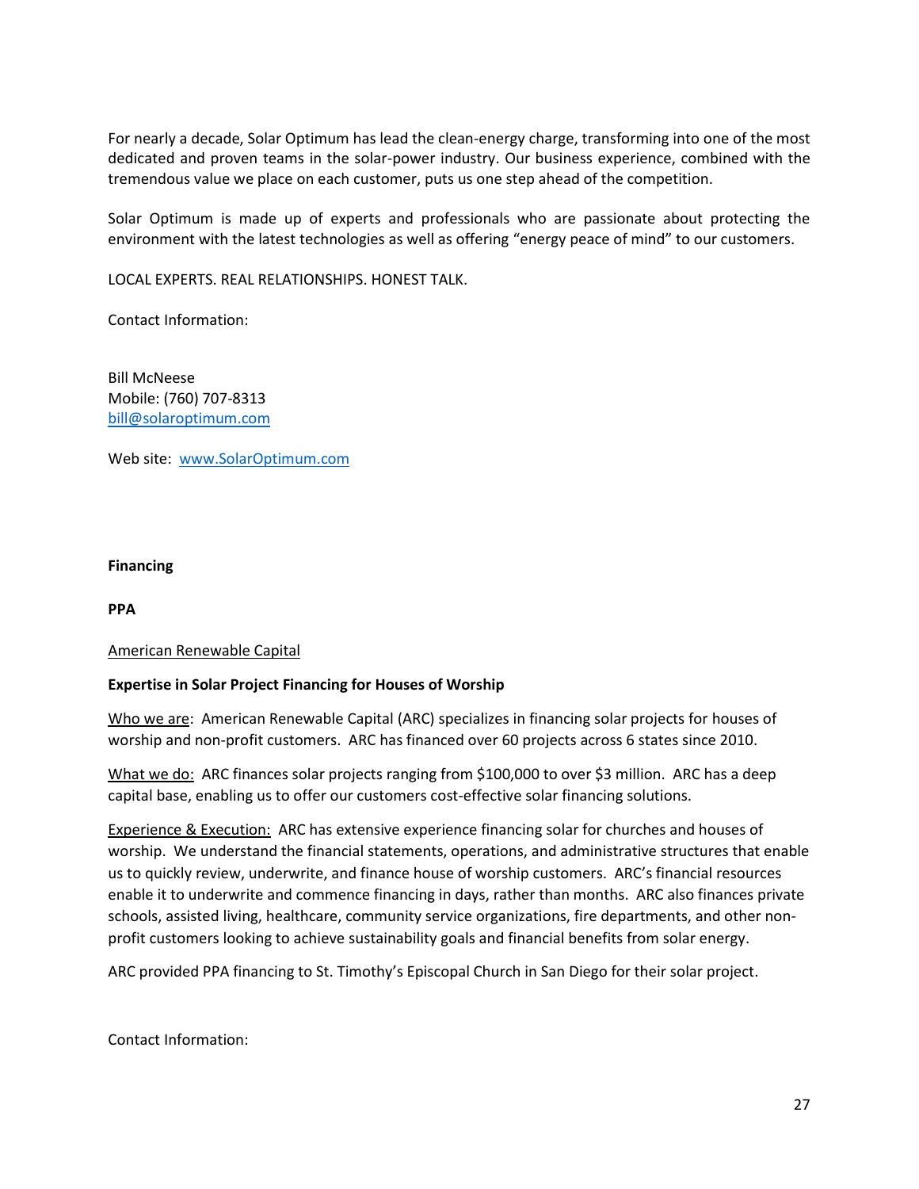For nearly a decade, Solar Optimum has lead the clean-energy charge, transforming into one of the most dedicated and proven teams in the solar-power industry. Our business experience, combined with the tremendous value we place on each customer, puts us one step ahead of the competition.

Solar Optimum is made up of experts and professionals who are passionate about protecting the environment with the latest technologies as well as offering "energy peace of mind" to our customers.

LOCAL EXPERTS. REAL RELATIONSHIPS. HONEST TALK.

Contact Information:

Bill McNeese
Mobile: (760) 707-8313
bill@solaroptimum.com

Web site: www.SolarOptimum.com

**Financing**

**PPA**

American Renewable Capital

**Expertise in Solar Project Financing for Houses of Worship**

Who we are: American Renewable Capital (ARC) specializes in financing solar projects for houses of worship and non-profit customers. ARC has financed over 60 projects across 6 states since 2010.

What we do: ARC finances solar projects ranging from $100,000 to over $3 million. ARC has a deep capital base, enabling us to offer our customers cost-effective solar financing solutions.

Experience & Execution: ARC has extensive experience financing solar for churches and houses of worship. We understand the financial statements, operations, and administrative structures that enable us to quickly review, underwrite, and finance house of worship customers. ARC's financial resources enable it to underwrite and commence financing in days, rather than months. ARC also finances private schools, assisted living, healthcare, community service organizations, fire departments, and other non-profit customers looking to achieve sustainability goals and financial benefits from solar energy.

ARC provided PPA financing to St. Timothy's Episcopal Church in San Diego for their solar project.

Contact Information: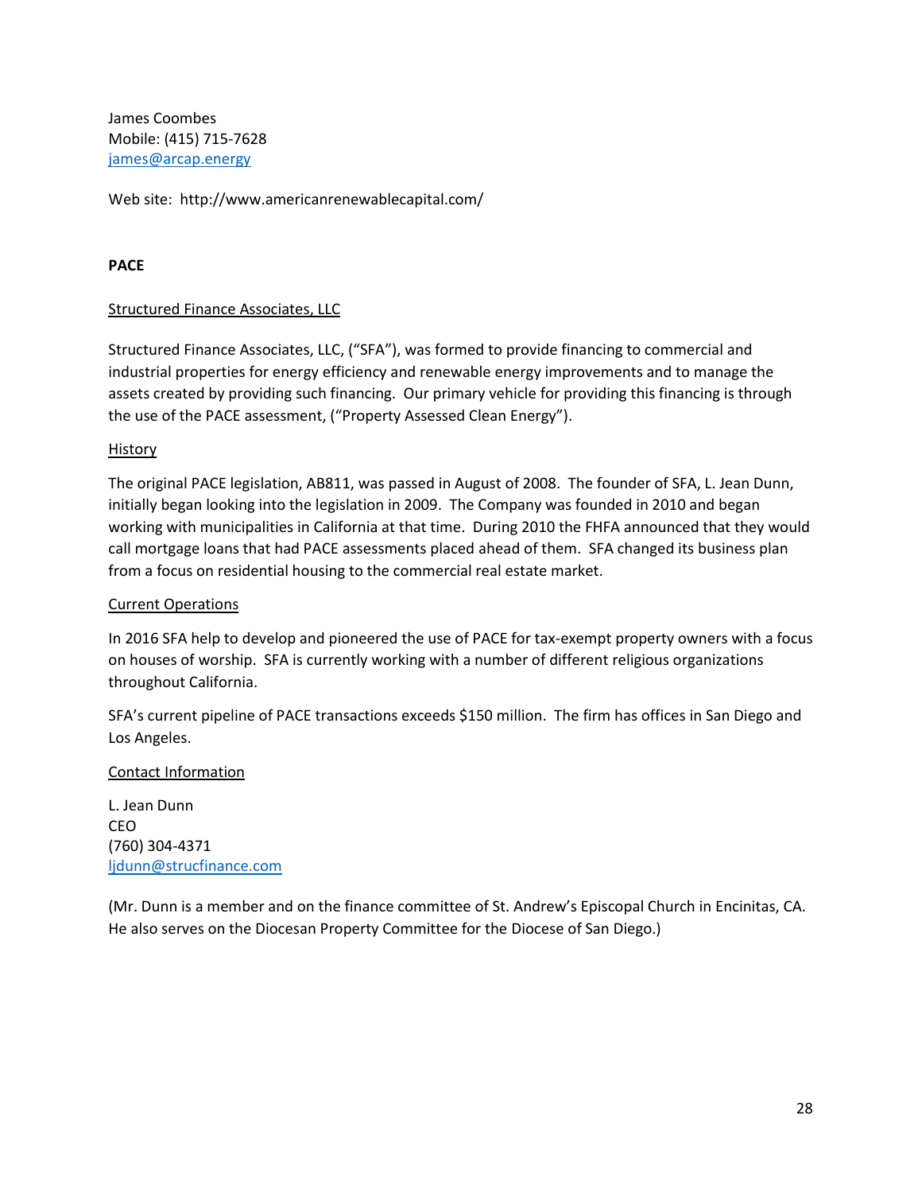James Coombes
Mobile: (415) 715-7628
james@arcap.energy

Web site: http://www.americanrenewablecapital.com/

**PACE**

Structured Finance Associates, LLC

Structured Finance Associates, LLC, ("SFA"), was formed to provide financing to commercial and industrial properties for energy efficiency and renewable energy improvements and to manage the assets created by providing such financing. Our primary vehicle for providing this financing is through the use of the PACE assessment, ("Property Assessed Clean Energy").

History

The original PACE legislation, AB811, was passed in August of 2008. The founder of SFA, L. Jean Dunn, initially began looking into the legislation in 2009. The Company was founded in 2010 and began working with municipalities in California at that time. During 2010 the FHFA announced that they would call mortgage loans that had PACE assessments placed ahead of them. SFA changed its business plan from a focus on residential housing to the commercial real estate market.

Current Operations

In 2016 SFA help to develop and pioneered the use of PACE for tax-exempt property owners with a focus on houses of worship. SFA is currently working with a number of different religious organizations throughout California.

SFA's current pipeline of PACE transactions exceeds $150 million. The firm has offices in San Diego and Los Angeles.

Contact Information

L. Jean Dunn
CEO
(760) 304-4371
ljdunn@strucfinance.com

(Mr. Dunn is a member and on the finance committee of St. Andrew's Episcopal Church in Encinitas, CA. He also serves on the Diocesan Property Committee for the Diocese of San Diego.)